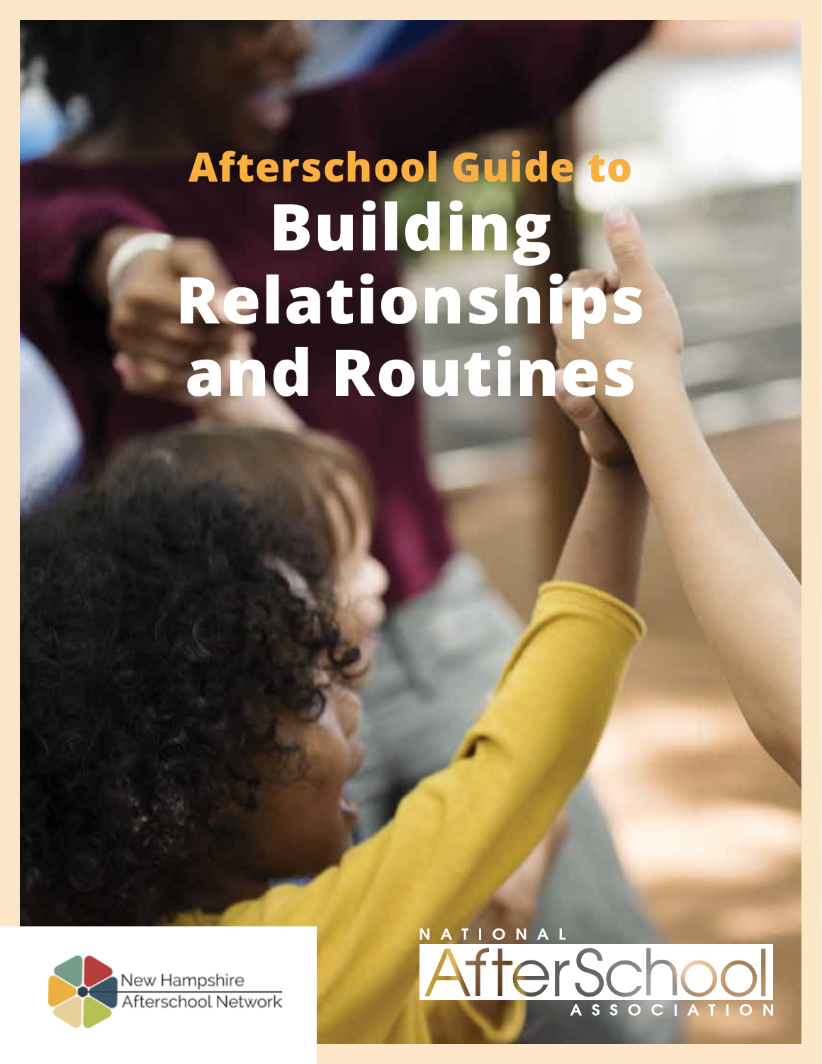# Afterschool Guide to Building Relationships and Routines

New Hampshire Afterschool Network

National AfterSchool Association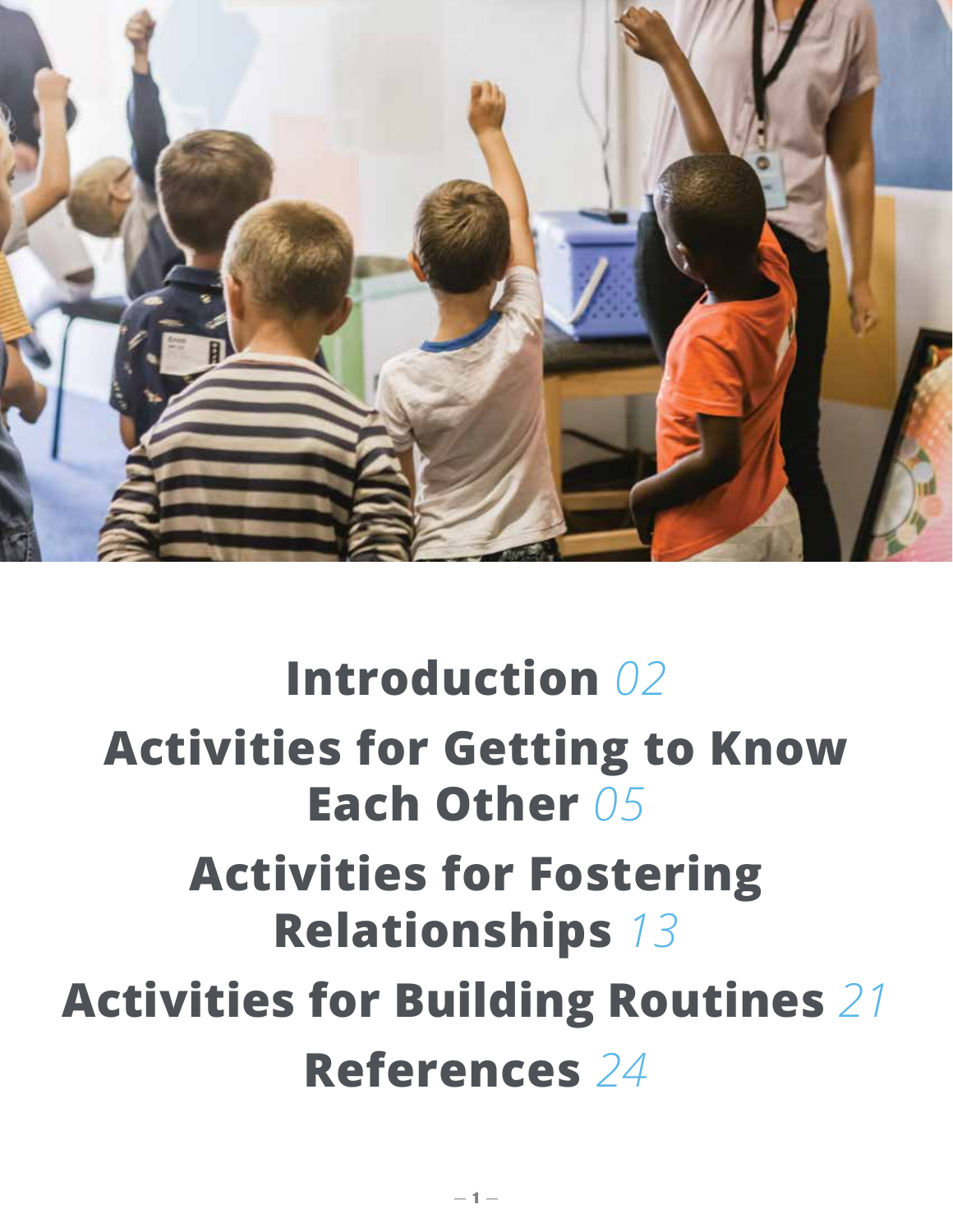**Introduction** *02*

**Activities for Getting to Know Each Other** *05*

**Activities for Fostering Relationships** *13*

**Activities for Building Routines** *21*

**References** *24*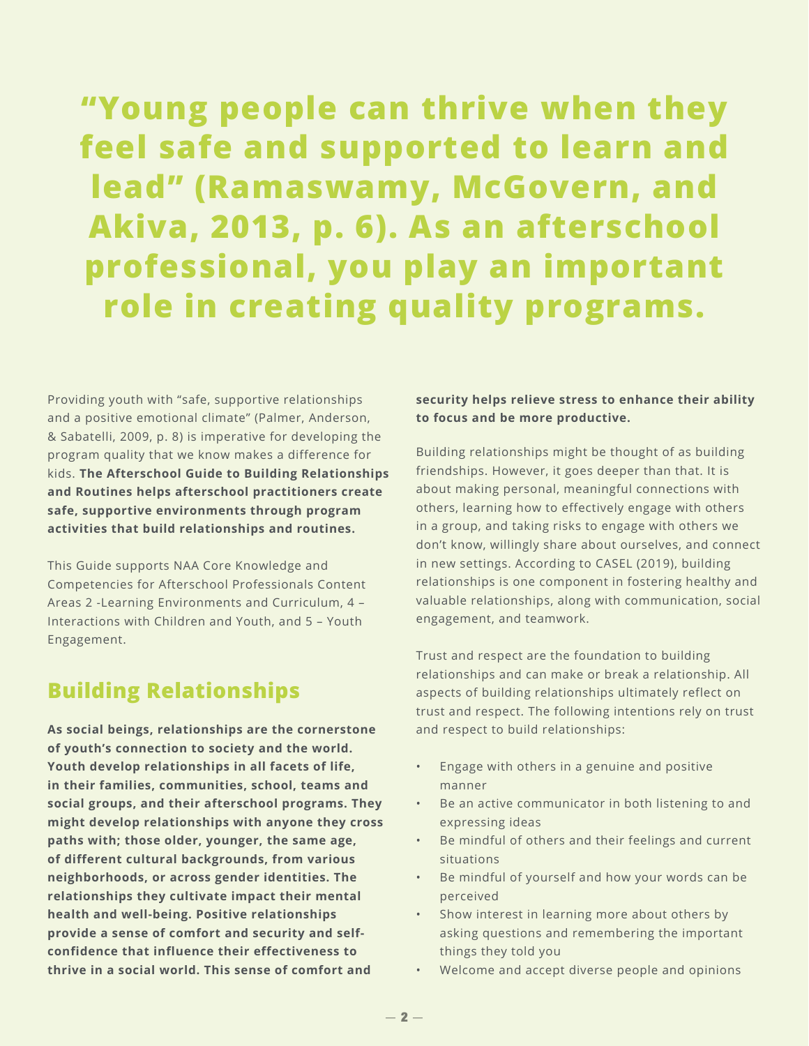**"Young people can thrive when they feel safe and supported to learn and lead" (Ramaswamy, McGovern, and Akiva, 2013, p. 6). As an afterschool professional, you play an important role in creating quality programs.**

Providing youth with "safe, supportive relationships and a positive emotional climate" (Palmer, Anderson, & Sabatelli, 2009, p. 8) is imperative for developing the program quality that we know makes a difference for kids. **The Afterschool Guide to Building Relationships and Routines helps afterschool practitioners create safe, supportive environments through program activities that build relationships and routines.**

This Guide supports NAA Core Knowledge and Competencies for Afterschool Professionals Content Areas 2 -Learning Environments and Curriculum, 4 – Interactions with Children and Youth, and 5 – Youth Engagement.

## Building Relationships

**As social beings, relationships are the cornerstone of youth's connection to society and the world. Youth develop relationships in all facets of life, in their families, communities, school, teams and social groups, and their afterschool programs. They might develop relationships with anyone they cross paths with; those older, younger, the same age, of different cultural backgrounds, from various neighborhoods, or across gender identities. The relationships they cultivate impact their mental health and well-being. Positive relationships provide a sense of comfort and security and self-confidence that influence their effectiveness to thrive in a social world. This sense of comfort and security helps relieve stress to enhance their ability to focus and be more productive.**

Building relationships might be thought of as building friendships. However, it goes deeper than that. It is about making personal, meaningful connections with others, learning how to effectively engage with others in a group, and taking risks to engage with others we don't know, willingly share about ourselves, and connect in new settings. According to CASEL (2019), building relationships is one component in fostering healthy and valuable relationships, along with communication, social engagement, and teamwork.

Trust and respect are the foundation to building relationships and can make or break a relationship. All aspects of building relationships ultimately reflect on trust and respect. The following intentions rely on trust and respect to build relationships:

- Engage with others in a genuine and positive manner
- Be an active communicator in both listening to and expressing ideas
- Be mindful of others and their feelings and current situations
- Be mindful of yourself and how your words can be perceived
- Show interest in learning more about others by asking questions and remembering the important things they told you
- Welcome and accept diverse people and opinions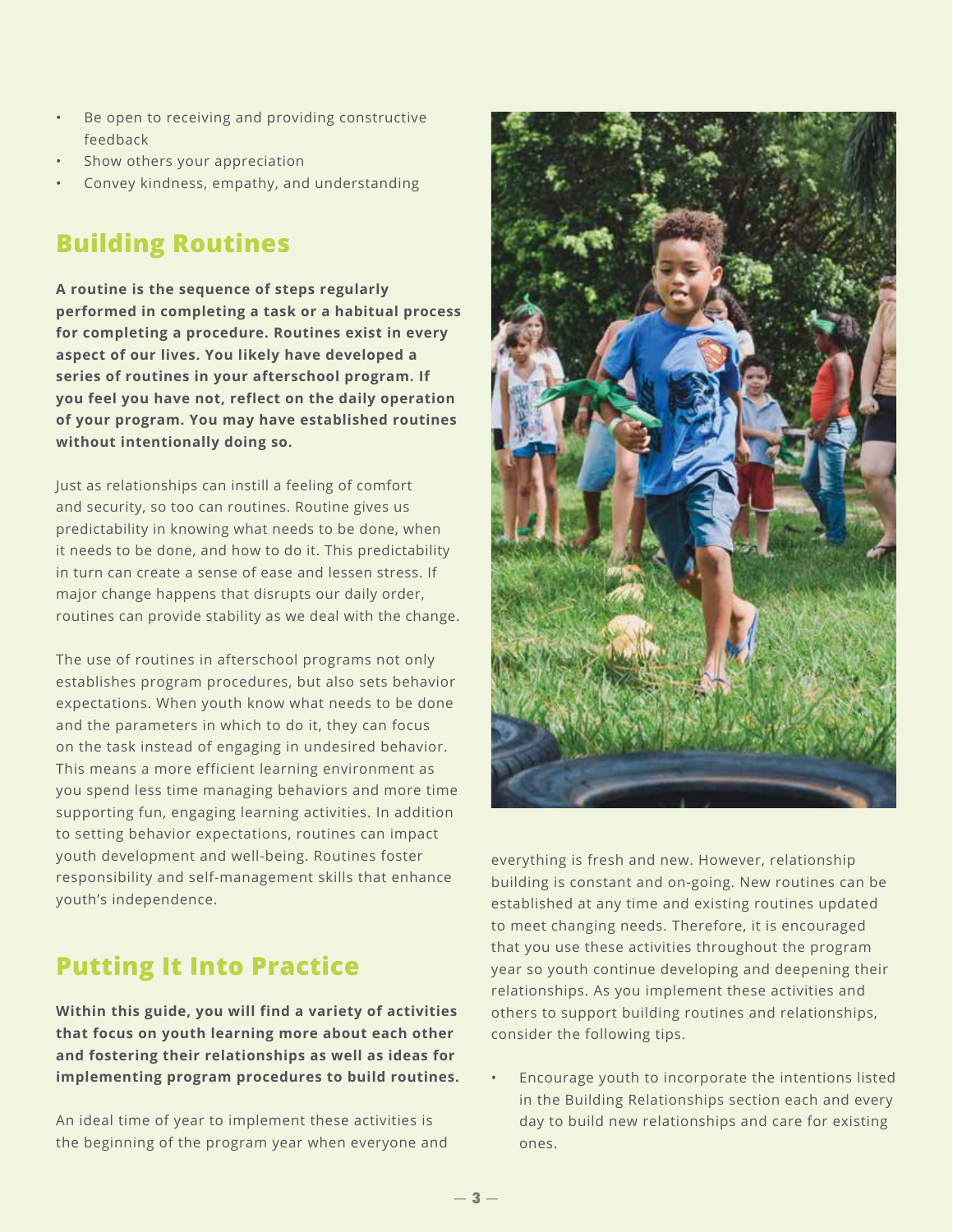- Be open to receiving and providing constructive feedback
- Show others your appreciation
- Convey kindness, empathy, and understanding

## Building Routines

**A routine is the sequence of steps regularly performed in completing a task or a habitual process for completing a procedure. Routines exist in every aspect of our lives. You likely have developed a series of routines in your afterschool program. If you feel you have not, reflect on the daily operation of your program. You may have established routines without intentionally doing so.**

Just as relationships can instill a feeling of comfort and security, so too can routines. Routine gives us predictability in knowing what needs to be done, when it needs to be done, and how to do it. This predictability in turn can create a sense of ease and lessen stress. If major change happens that disrupts our daily order, routines can provide stability as we deal with the change.

The use of routines in afterschool programs not only establishes program procedures, but also sets behavior expectations. When youth know what needs to be done and the parameters in which to do it, they can focus on the task instead of engaging in undesired behavior. This means a more efficient learning environment as you spend less time managing behaviors and more time supporting fun, engaging learning activities. In addition to setting behavior expectations, routines can impact youth development and well-being. Routines foster responsibility and self-management skills that enhance youth's independence.

## Putting It Into Practice

**Within this guide, you will find a variety of activities that focus on youth learning more about each other and fostering their relationships as well as ideas for implementing program procedures to build routines.**

An ideal time of year to implement these activities is the beginning of the program year when everyone and everything is fresh and new. However, relationship building is constant and on-going. New routines can be established at any time and existing routines updated to meet changing needs. Therefore, it is encouraged that you use these activities throughout the program year so youth continue developing and deepening their relationships. As you implement these activities and others to support building routines and relationships, consider the following tips.

- Encourage youth to incorporate the intentions listed in the Building Relationships section each and every day to build new relationships and care for existing ones.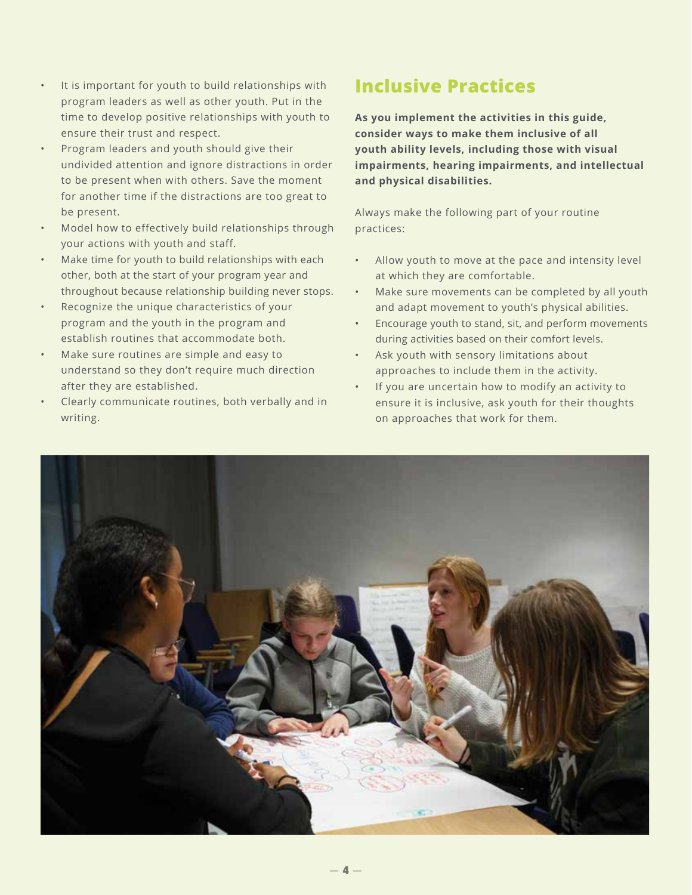- It is important for youth to build relationships with program leaders as well as other youth. Put in the time to develop positive relationships with youth to ensure their trust and respect.
- Program leaders and youth should give their undivided attention and ignore distractions in order to be present when with others. Save the moment for another time if the distractions are too great to be present.
- Model how to effectively build relationships through your actions with youth and staff.
- Make time for youth to build relationships with each other, both at the start of your program year and throughout because relationship building never stops.
- Recognize the unique characteristics of your program and the youth in the program and establish routines that accommodate both.
- Make sure routines are simple and easy to understand so they don't require much direction after they are established.
- Clearly communicate routines, both verbally and in writing.

## Inclusive Practices

**As you implement the activities in this guide, consider ways to make them inclusive of all youth ability levels, including those with visual impairments, hearing impairments, and intellectual and physical disabilities.**

Always make the following part of your routine practices:

- Allow youth to move at the pace and intensity level at which they are comfortable.
- Make sure movements can be completed by all youth and adapt movement to youth's physical abilities.
- Encourage youth to stand, sit, and perform movements during activities based on their comfort levels.
- Ask youth with sensory limitations about approaches to include them in the activity.
- If you are uncertain how to modify an activity to ensure it is inclusive, ask youth for their thoughts on approaches that work for them.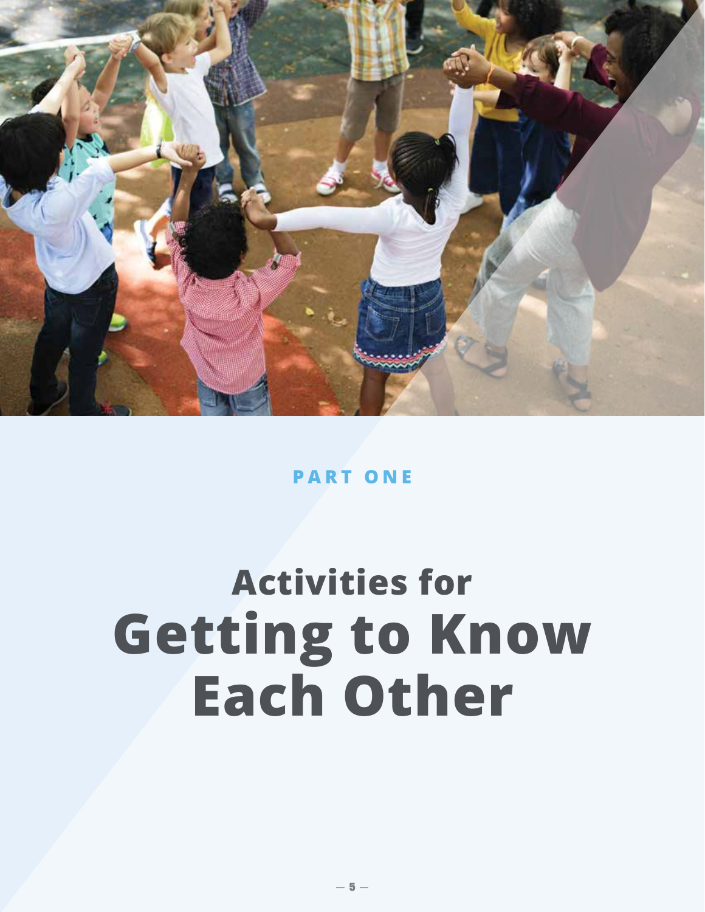**PART ONE**

# Activities for Getting to Know Each Other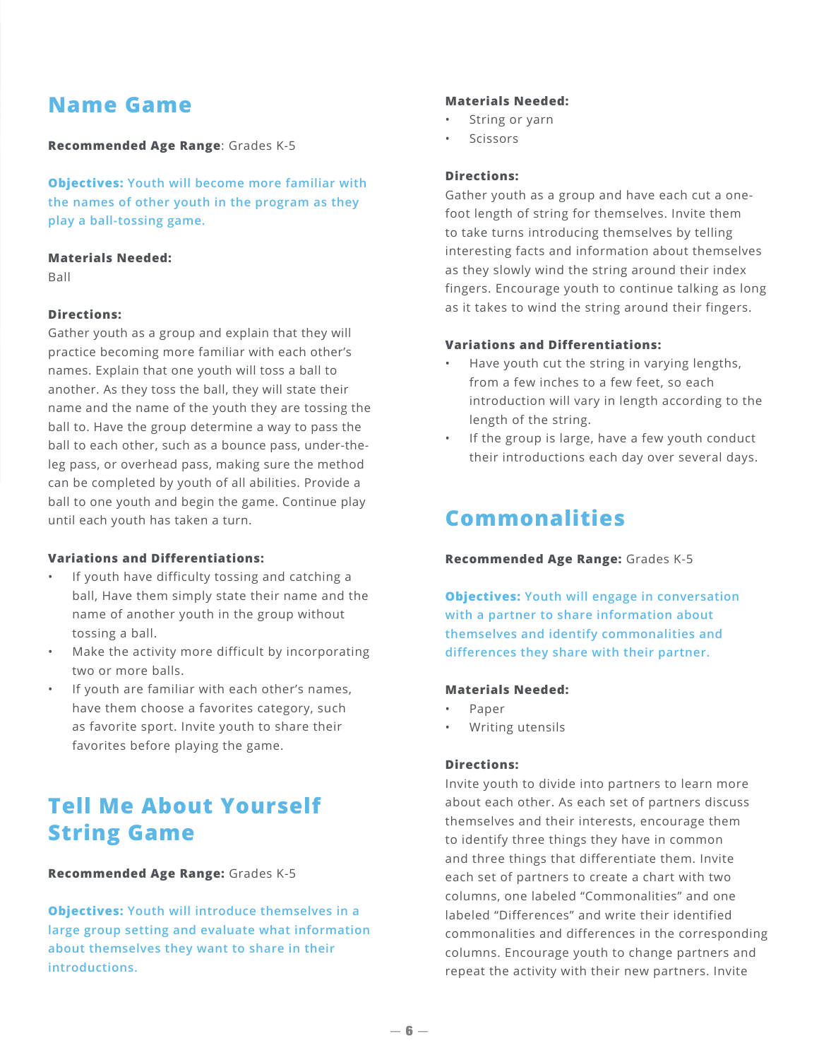## Name Game

**Recommended Age Range**: Grades K-5

**Objectives:** Youth will become more familiar with the names of other youth in the program as they play a ball-tossing game.

**Materials Needed:**
Ball

**Directions:**
Gather youth as a group and explain that they will practice becoming more familiar with each other's names. Explain that one youth will toss a ball to another. As they toss the ball, they will state their name and the name of the youth they are tossing the ball to. Have the group determine a way to pass the ball to each other, such as a bounce pass, under-the-leg pass, or overhead pass, making sure the method can be completed by youth of all abilities. Provide a ball to one youth and begin the game. Continue play until each youth has taken a turn.

**Variations and Differentiations:**

- If youth have difficulty tossing and catching a ball, Have them simply state their name and the name of another youth in the group without tossing a ball.
- Make the activity more difficult by incorporating two or more balls.
- If youth are familiar with each other's names, have them choose a favorites category, such as favorite sport. Invite youth to share their favorites before playing the game.

## Tell Me About Yourself String Game

**Recommended Age Range:** Grades K-5

**Objectives:** Youth will introduce themselves in a large group setting and evaluate what information about themselves they want to share in their introductions.

**Materials Needed:**

- String or yarn
- Scissors

**Directions:**
Gather youth as a group and have each cut a one-foot length of string for themselves. Invite them to take turns introducing themselves by telling interesting facts and information about themselves as they slowly wind the string around their index fingers. Encourage youth to continue talking as long as it takes to wind the string around their fingers.

**Variations and Differentiations:**

- Have youth cut the string in varying lengths, from a few inches to a few feet, so each introduction will vary in length according to the length of the string.
- If the group is large, have a few youth conduct their introductions each day over several days.

## Commonalities

**Recommended Age Range:** Grades K-5

**Objectives:** Youth will engage in conversation with a partner to share information about themselves and identify commonalities and differences they share with their partner.

**Materials Needed:**

- Paper
- Writing utensils

**Directions:**
Invite youth to divide into partners to learn more about each other. As each set of partners discuss themselves and their interests, encourage them to identify three things they have in common and three things that differentiate them. Invite each set of partners to create a chart with two columns, one labeled "Commonalities" and one labeled "Differences" and write their identified commonalities and differences in the corresponding columns. Encourage youth to change partners and repeat the activity with their new partners. Invite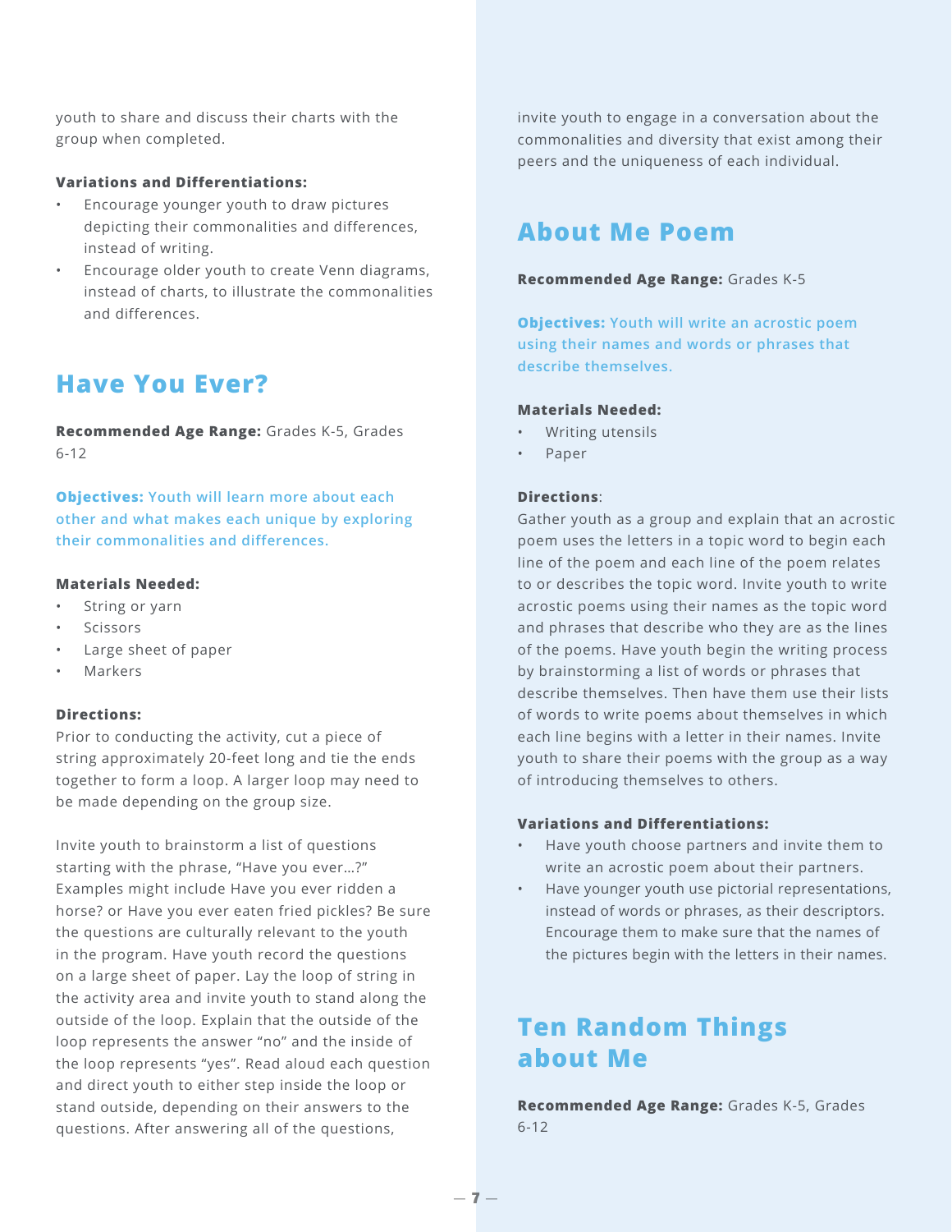youth to share and discuss their charts with the group when completed.

**Variations and Differentiations:**

- Encourage younger youth to draw pictures depicting their commonalities and differences, instead of writing.
- Encourage older youth to create Venn diagrams, instead of charts, to illustrate the commonalities and differences.

## Have You Ever?

**Recommended Age Range:** Grades K-5, Grades 6-12

**Objectives:** Youth will learn more about each other and what makes each unique by exploring their commonalities and differences.

**Materials Needed:**

- String or yarn
- Scissors
- Large sheet of paper
- Markers

**Directions:**

Prior to conducting the activity, cut a piece of string approximately 20-feet long and tie the ends together to form a loop. A larger loop may need to be made depending on the group size.

Invite youth to brainstorm a list of questions starting with the phrase, "Have you ever…?" Examples might include Have you ever ridden a horse? or Have you ever eaten fried pickles? Be sure the questions are culturally relevant to the youth in the program. Have youth record the questions on a large sheet of paper. Lay the loop of string in the activity area and invite youth to stand along the outside of the loop. Explain that the outside of the loop represents the answer "no" and the inside of the loop represents "yes". Read aloud each question and direct youth to either step inside the loop or stand outside, depending on their answers to the questions. After answering all of the questions, invite youth to engage in a conversation about the commonalities and diversity that exist among their peers and the uniqueness of each individual.

## About Me Poem

**Recommended Age Range:** Grades K-5

**Objectives:** Youth will write an acrostic poem using their names and words or phrases that describe themselves.

**Materials Needed:**

- Writing utensils
- Paper

**Directions**:

Gather youth as a group and explain that an acrostic poem uses the letters in a topic word to begin each line of the poem and each line of the poem relates to or describes the topic word. Invite youth to write acrostic poems using their names as the topic word and phrases that describe who they are as the lines of the poems. Have youth begin the writing process by brainstorming a list of words or phrases that describe themselves. Then have them use their lists of words to write poems about themselves in which each line begins with a letter in their names. Invite youth to share their poems with the group as a way of introducing themselves to others.

**Variations and Differentiations:**

- Have youth choose partners and invite them to write an acrostic poem about their partners.
- Have younger youth use pictorial representations, instead of words or phrases, as their descriptors. Encourage them to make sure that the names of the pictures begin with the letters in their names.

## Ten Random Things about Me

**Recommended Age Range:** Grades K-5, Grades 6-12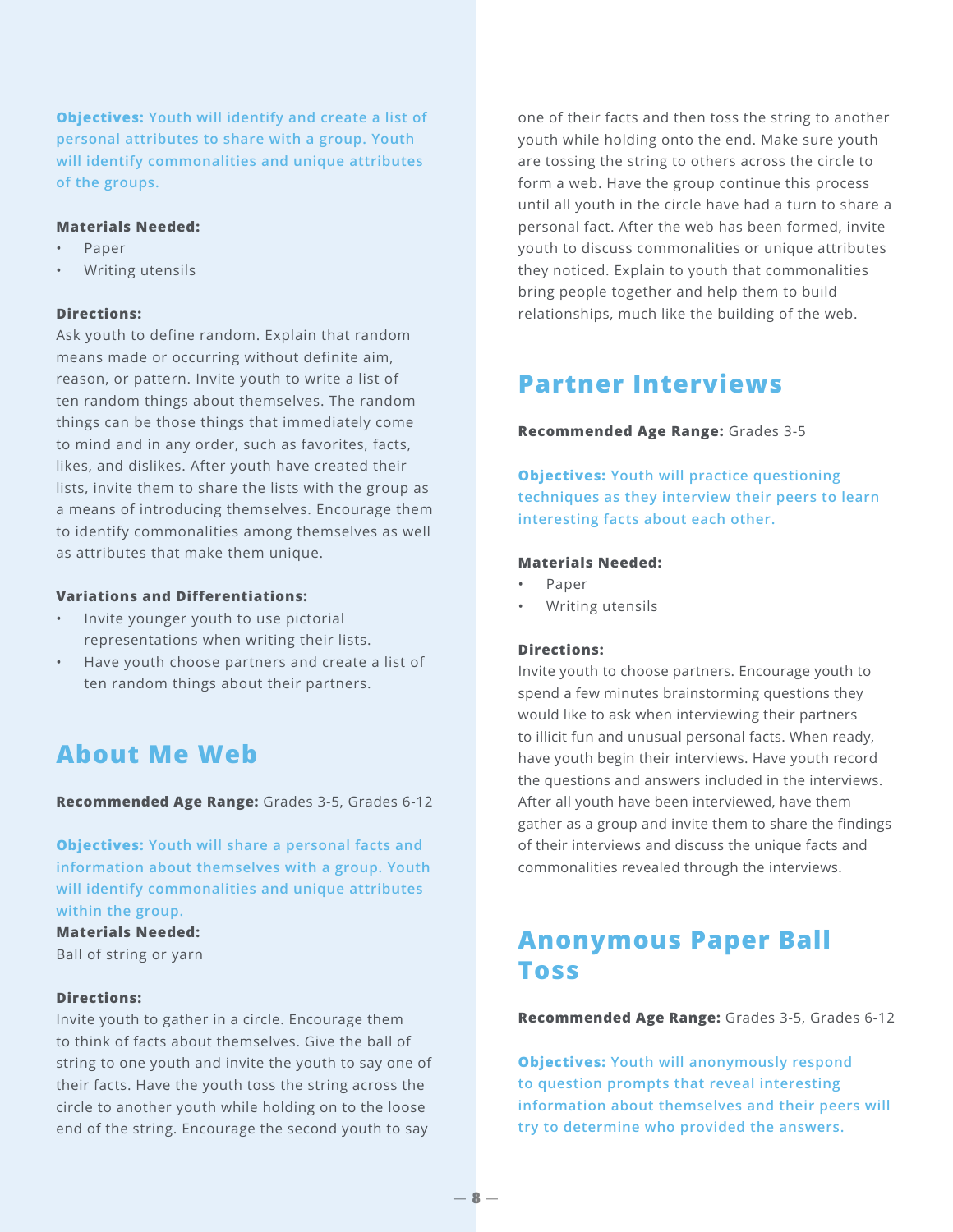**Objectives:** Youth will identify and create a list of personal attributes to share with a group. Youth will identify commonalities and unique attributes of the groups.

**Materials Needed:**

- Paper
- Writing utensils

**Directions:**
Ask youth to define random. Explain that random means made or occurring without definite aim, reason, or pattern. Invite youth to write a list of ten random things about themselves. The random things can be those things that immediately come to mind and in any order, such as favorites, facts, likes, and dislikes. After youth have created their lists, invite them to share the lists with the group as a means of introducing themselves. Encourage them to identify commonalities among themselves as well as attributes that make them unique.

**Variations and Differentiations:**

- Invite younger youth to use pictorial representations when writing their lists.
- Have youth choose partners and create a list of ten random things about their partners.

## About Me Web

**Recommended Age Range:** Grades 3-5, Grades 6-12

**Objectives:** Youth will share a personal facts and information about themselves with a group. Youth will identify commonalities and unique attributes within the group.

**Materials Needed:**
Ball of string or yarn

**Directions:**
Invite youth to gather in a circle. Encourage them to think of facts about themselves. Give the ball of string to one youth and invite the youth to say one of their facts. Have the youth toss the string across the circle to another youth while holding on to the loose end of the string. Encourage the second youth to say one of their facts and then toss the string to another youth while holding onto the end. Make sure youth are tossing the string to others across the circle to form a web. Have the group continue this process until all youth in the circle have had a turn to share a personal fact. After the web has been formed, invite youth to discuss commonalities or unique attributes they noticed. Explain to youth that commonalities bring people together and help them to build relationships, much like the building of the web.

## Partner Interviews

**Recommended Age Range:** Grades 3-5

**Objectives:** Youth will practice questioning techniques as they interview their peers to learn interesting facts about each other.

**Materials Needed:**

- Paper
- Writing utensils

**Directions:**
Invite youth to choose partners. Encourage youth to spend a few minutes brainstorming questions they would like to ask when interviewing their partners to illicit fun and unusual personal facts. When ready, have youth begin their interviews. Have youth record the questions and answers included in the interviews. After all youth have been interviewed, have them gather as a group and invite them to share the findings of their interviews and discuss the unique facts and commonalities revealed through the interviews.

## Anonymous Paper Ball Toss

**Recommended Age Range:** Grades 3-5, Grades 6-12

**Objectives:** Youth will anonymously respond to question prompts that reveal interesting information about themselves and their peers will try to determine who provided the answers.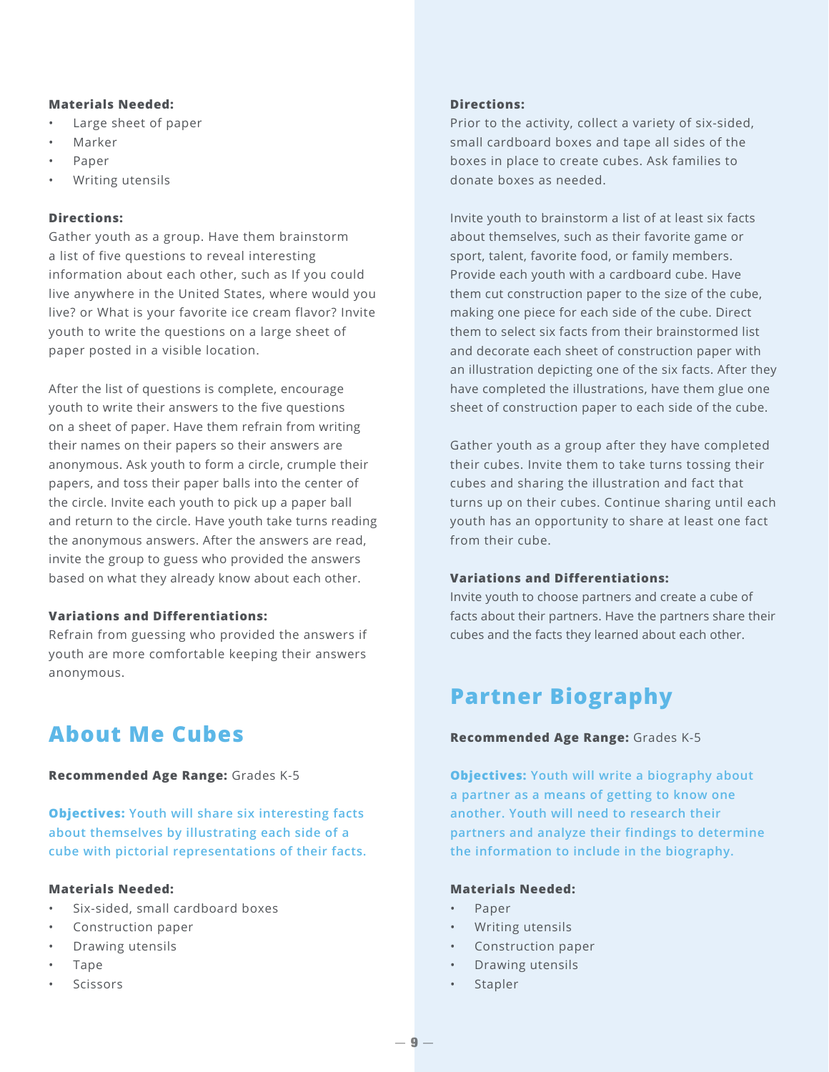**Materials Needed:**

- Large sheet of paper
- Marker
- Paper
- Writing utensils

**Directions:**

Gather youth as a group. Have them brainstorm a list of five questions to reveal interesting information about each other, such as If you could live anywhere in the United States, where would you live? or What is your favorite ice cream flavor? Invite youth to write the questions on a large sheet of paper posted in a visible location.

After the list of questions is complete, encourage youth to write their answers to the five questions on a sheet of paper. Have them refrain from writing their names on their papers so their answers are anonymous. Ask youth to form a circle, crumple their papers, and toss their paper balls into the center of the circle. Invite each youth to pick up a paper ball and return to the circle. Have youth take turns reading the anonymous answers. After the answers are read, invite the group to guess who provided the answers based on what they already know about each other.

**Variations and Differentiations:**

Refrain from guessing who provided the answers if youth are more comfortable keeping their answers anonymous.

## About Me Cubes

**Recommended Age Range:** Grades K-5

**Objectives:** Youth will share six interesting facts about themselves by illustrating each side of a cube with pictorial representations of their facts.

**Materials Needed:**

- Six-sided, small cardboard boxes
- Construction paper
- Drawing utensils
- Tape
- Scissors

**Directions:**

Prior to the activity, collect a variety of six-sided, small cardboard boxes and tape all sides of the boxes in place to create cubes. Ask families to donate boxes as needed.

Invite youth to brainstorm a list of at least six facts about themselves, such as their favorite game or sport, talent, favorite food, or family members. Provide each youth with a cardboard cube. Have them cut construction paper to the size of the cube, making one piece for each side of the cube. Direct them to select six facts from their brainstormed list and decorate each sheet of construction paper with an illustration depicting one of the six facts. After they have completed the illustrations, have them glue one sheet of construction paper to each side of the cube.

Gather youth as a group after they have completed their cubes. Invite them to take turns tossing their cubes and sharing the illustration and fact that turns up on their cubes. Continue sharing until each youth has an opportunity to share at least one fact from their cube.

**Variations and Differentiations:**

Invite youth to choose partners and create a cube of facts about their partners. Have the partners share their cubes and the facts they learned about each other.

## Partner Biography

**Recommended Age Range:** Grades K-5

**Objectives:** Youth will write a biography about a partner as a means of getting to know one another. Youth will need to research their partners and analyze their findings to determine the information to include in the biography.

**Materials Needed:**

- Paper
- Writing utensils
- Construction paper
- Drawing utensils
- Stapler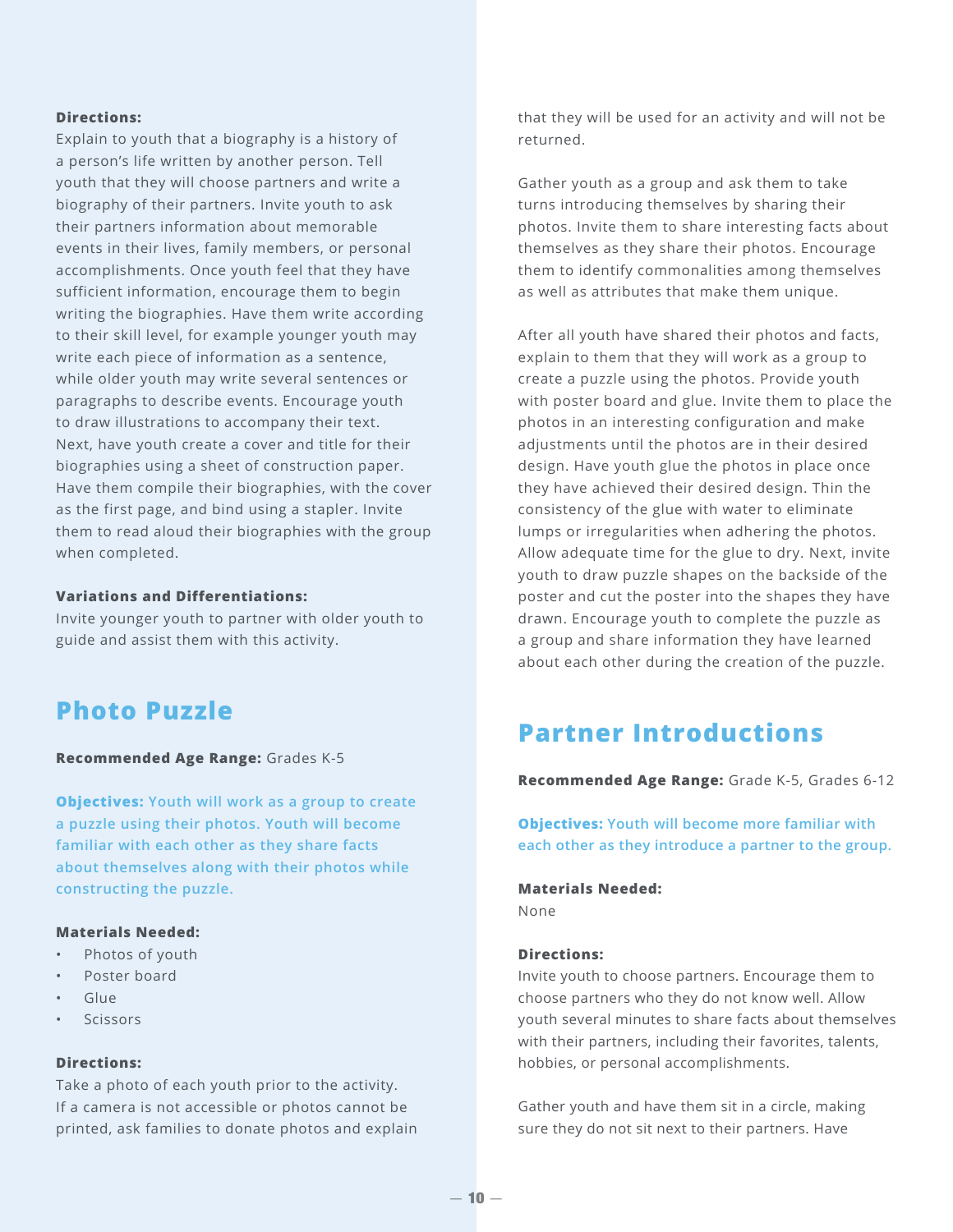**Directions:**

Explain to youth that a biography is a history of a person's life written by another person. Tell youth that they will choose partners and write a biography of their partners. Invite youth to ask their partners information about memorable events in their lives, family members, or personal accomplishments. Once youth feel that they have sufficient information, encourage them to begin writing the biographies. Have them write according to their skill level, for example younger youth may write each piece of information as a sentence, while older youth may write several sentences or paragraphs to describe events. Encourage youth to draw illustrations to accompany their text. Next, have youth create a cover and title for their biographies using a sheet of construction paper. Have them compile their biographies, with the cover as the first page, and bind using a stapler. Invite them to read aloud their biographies with the group when completed.

**Variations and Differentiations:**

Invite younger youth to partner with older youth to guide and assist them with this activity.

## Photo Puzzle

**Recommended Age Range:** Grades K-5

**Objectives:** Youth will work as a group to create a puzzle using their photos. Youth will become familiar with each other as they share facts about themselves along with their photos while constructing the puzzle.

**Materials Needed:**

- Photos of youth
- Poster board
- Glue
- Scissors

**Directions:**

Take a photo of each youth prior to the activity. If a camera is not accessible or photos cannot be printed, ask families to donate photos and explain that they will be used for an activity and will not be returned.

Gather youth as a group and ask them to take turns introducing themselves by sharing their photos. Invite them to share interesting facts about themselves as they share their photos. Encourage them to identify commonalities among themselves as well as attributes that make them unique.

After all youth have shared their photos and facts, explain to them that they will work as a group to create a puzzle using the photos. Provide youth with poster board and glue. Invite them to place the photos in an interesting configuration and make adjustments until the photos are in their desired design. Have youth glue the photos in place once they have achieved their desired design. Thin the consistency of the glue with water to eliminate lumps or irregularities when adhering the photos. Allow adequate time for the glue to dry. Next, invite youth to draw puzzle shapes on the backside of the poster and cut the poster into the shapes they have drawn. Encourage youth to complete the puzzle as a group and share information they have learned about each other during the creation of the puzzle.

## Partner Introductions

**Recommended Age Range:** Grade K-5, Grades 6-12

**Objectives:** Youth will become more familiar with each other as they introduce a partner to the group.

**Materials Needed:**

None

**Directions:**

Invite youth to choose partners. Encourage them to choose partners who they do not know well. Allow youth several minutes to share facts about themselves with their partners, including their favorites, talents, hobbies, or personal accomplishments.

Gather youth and have them sit in a circle, making sure they do not sit next to their partners. Have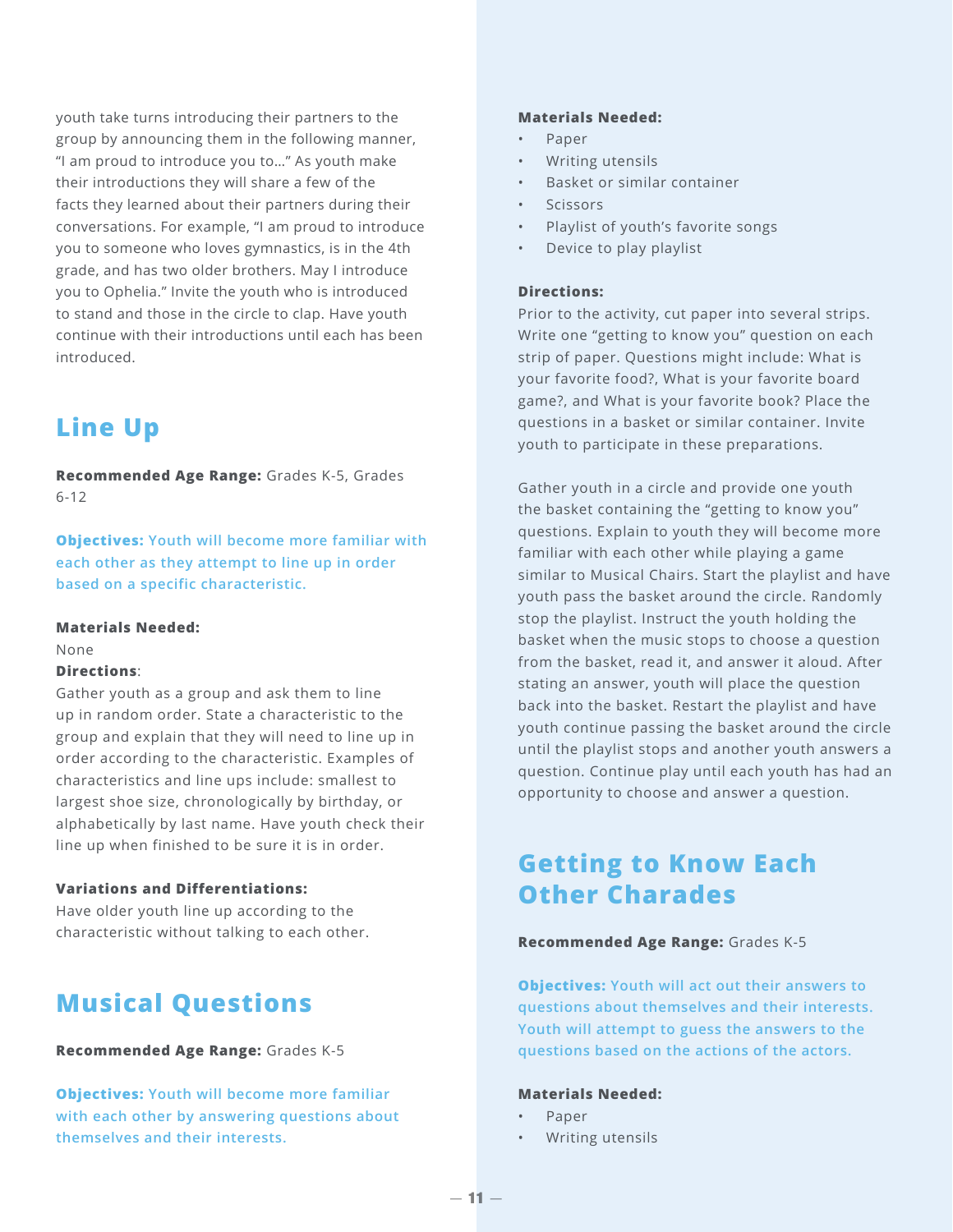youth take turns introducing their partners to the group by announcing them in the following manner, "I am proud to introduce you to…" As youth make their introductions they will share a few of the facts they learned about their partners during their conversations. For example, "I am proud to introduce you to someone who loves gymnastics, is in the 4th grade, and has two older brothers. May I introduce you to Ophelia." Invite the youth who is introduced to stand and those in the circle to clap. Have youth continue with their introductions until each has been introduced.

## Line Up

**Recommended Age Range:** Grades K-5, Grades 6-12

**Objectives:** Youth will become more familiar with each other as they attempt to line up in order based on a specific characteristic.

**Materials Needed:**
None

**Directions**:
Gather youth as a group and ask them to line up in random order. State a characteristic to the group and explain that they will need to line up in order according to the characteristic. Examples of characteristics and line ups include: smallest to largest shoe size, chronologically by birthday, or alphabetically by last name. Have youth check their line up when finished to be sure it is in order.

**Variations and Differentiations:**
Have older youth line up according to the characteristic without talking to each other.

## Musical Questions

**Recommended Age Range:** Grades K-5

**Objectives:** Youth will become more familiar with each other by answering questions about themselves and their interests.

**Materials Needed:**

- Paper
- Writing utensils
- Basket or similar container
- Scissors
- Playlist of youth's favorite songs
- Device to play playlist

**Directions:**
Prior to the activity, cut paper into several strips. Write one "getting to know you" question on each strip of paper. Questions might include: What is your favorite food?, What is your favorite board game?, and What is your favorite book? Place the questions in a basket or similar container. Invite youth to participate in these preparations.

Gather youth in a circle and provide one youth the basket containing the "getting to know you" questions. Explain to youth they will become more familiar with each other while playing a game similar to Musical Chairs. Start the playlist and have youth pass the basket around the circle. Randomly stop the playlist. Instruct the youth holding the basket when the music stops to choose a question from the basket, read it, and answer it aloud. After stating an answer, youth will place the question back into the basket. Restart the playlist and have youth continue passing the basket around the circle until the playlist stops and another youth answers a question. Continue play until each youth has had an opportunity to choose and answer a question.

## Getting to Know Each Other Charades

**Recommended Age Range:** Grades K-5

**Objectives:** Youth will act out their answers to questions about themselves and their interests. Youth will attempt to guess the answers to the questions based on the actions of the actors.

**Materials Needed:**

- Paper
- Writing utensils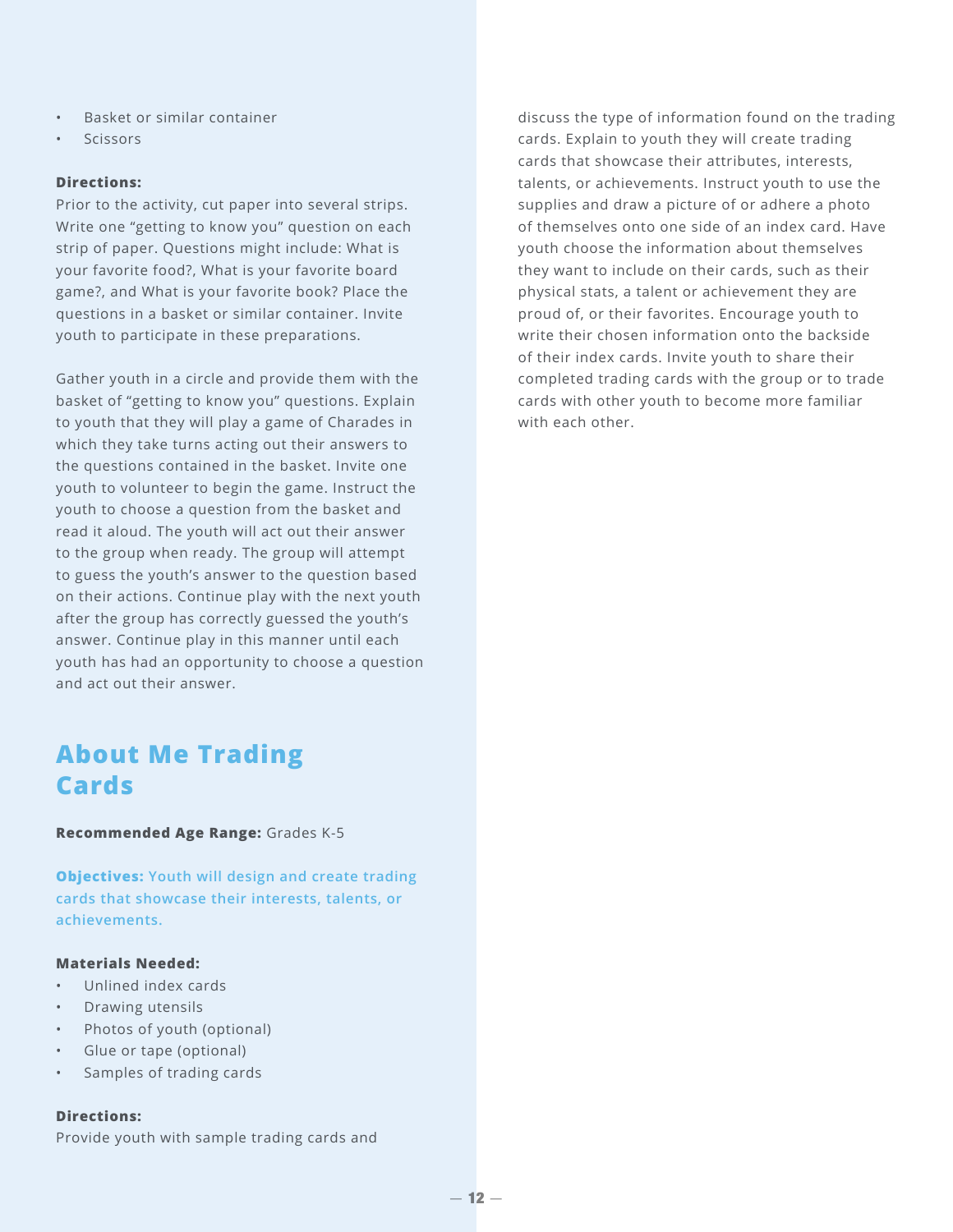- Basket or similar container
- Scissors

**Directions:**
Prior to the activity, cut paper into several strips. Write one "getting to know you" question on each strip of paper. Questions might include: What is your favorite food?, What is your favorite board game?, and What is your favorite book? Place the questions in a basket or similar container. Invite youth to participate in these preparations.

Gather youth in a circle and provide them with the basket of "getting to know you" questions. Explain to youth that they will play a game of Charades in which they take turns acting out their answers to the questions contained in the basket. Invite one youth to volunteer to begin the game. Instruct the youth to choose a question from the basket and read it aloud. The youth will act out their answer to the group when ready. The group will attempt to guess the youth's answer to the question based on their actions. Continue play with the next youth after the group has correctly guessed the youth's answer. Continue play in this manner until each youth has had an opportunity to choose a question and act out their answer.

## About Me Trading Cards

**Recommended Age Range:** Grades K-5

**Objectives:** Youth will design and create trading cards that showcase their interests, talents, or achievements.

**Materials Needed:**
- Unlined index cards
- Drawing utensils
- Photos of youth (optional)
- Glue or tape (optional)
- Samples of trading cards

**Directions:**
Provide youth with sample trading cards and discuss the type of information found on the trading cards. Explain to youth they will create trading cards that showcase their attributes, interests, talents, or achievements. Instruct youth to use the supplies and draw a picture of or adhere a photo of themselves onto one side of an index card. Have youth choose the information about themselves they want to include on their cards, such as their physical stats, a talent or achievement they are proud of, or their favorites. Encourage youth to write their chosen information onto the backside of their index cards. Invite youth to share their completed trading cards with the group or to trade cards with other youth to become more familiar with each other.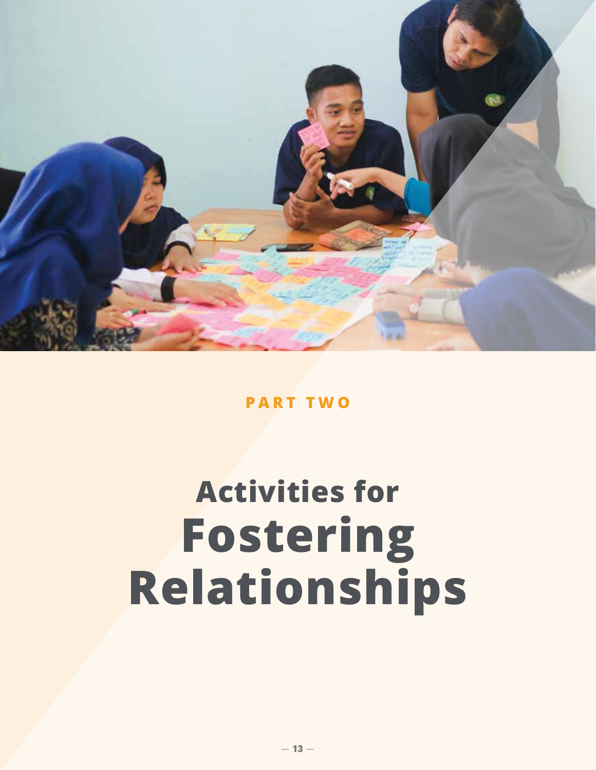PART TWO

# Activities for Fostering Relationships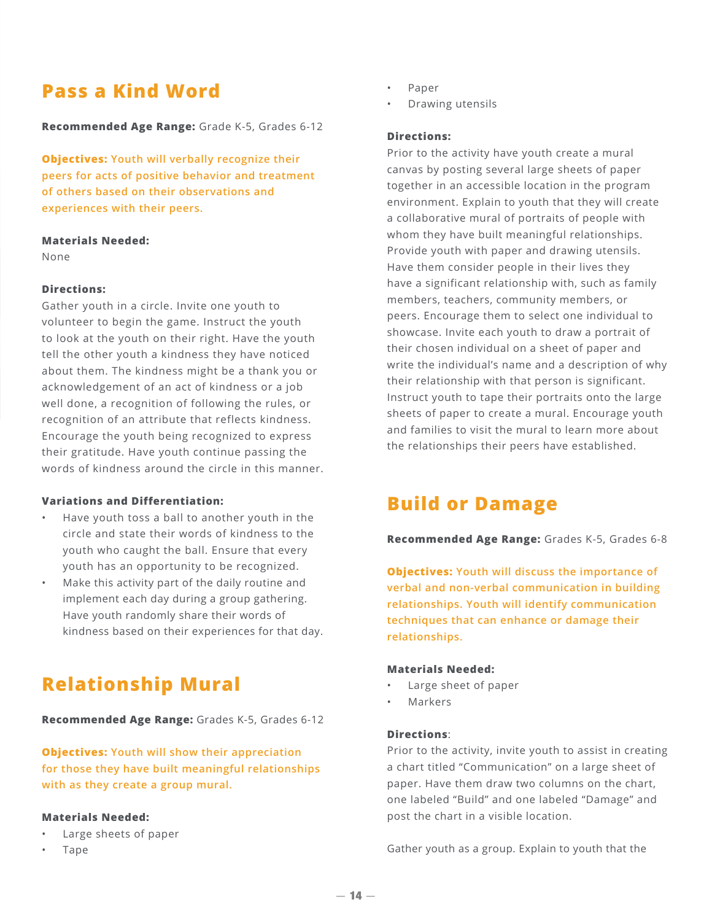## Pass a Kind Word

**Recommended Age Range:** Grade K-5, Grades 6-12

**Objectives:** Youth will verbally recognize their peers for acts of positive behavior and treatment of others based on their observations and experiences with their peers.

**Materials Needed:**
None

**Directions:**
Gather youth in a circle. Invite one youth to volunteer to begin the game. Instruct the youth to look at the youth on their right. Have the youth tell the other youth a kindness they have noticed about them. The kindness might be a thank you or acknowledgement of an act of kindness or a job well done, a recognition of following the rules, or recognition of an attribute that reflects kindness. Encourage the youth being recognized to express their gratitude. Have youth continue passing the words of kindness around the circle in this manner.

**Variations and Differentiation:**

- Have youth toss a ball to another youth in the circle and state their words of kindness to the youth who caught the ball. Ensure that every youth has an opportunity to be recognized.
- Make this activity part of the daily routine and implement each day during a group gathering. Have youth randomly share their words of kindness based on their experiences for that day.

## Relationship Mural

**Recommended Age Range:** Grades K-5, Grades 6-12

**Objectives:** Youth will show their appreciation for those they have built meaningful relationships with as they create a group mural.

**Materials Needed:**

- Large sheets of paper
- Tape
- Paper
- Drawing utensils

**Directions:**
Prior to the activity have youth create a mural canvas by posting several large sheets of paper together in an accessible location in the program environment. Explain to youth that they will create a collaborative mural of portraits of people with whom they have built meaningful relationships. Provide youth with paper and drawing utensils. Have them consider people in their lives they have a significant relationship with, such as family members, teachers, community members, or peers. Encourage them to select one individual to showcase. Invite each youth to draw a portrait of their chosen individual on a sheet of paper and write the individual's name and a description of why their relationship with that person is significant. Instruct youth to tape their portraits onto the large sheets of paper to create a mural. Encourage youth and families to visit the mural to learn more about the relationships their peers have established.

## Build or Damage

**Recommended Age Range:** Grades K-5, Grades 6-8

**Objectives:** Youth will discuss the importance of verbal and non-verbal communication in building relationships. Youth will identify communication techniques that can enhance or damage their relationships.

**Materials Needed:**

- Large sheet of paper
- Markers

**Directions**:
Prior to the activity, invite youth to assist in creating a chart titled "Communication" on a large sheet of paper. Have them draw two columns on the chart, one labeled "Build" and one labeled "Damage" and post the chart in a visible location.

Gather youth as a group. Explain to youth that the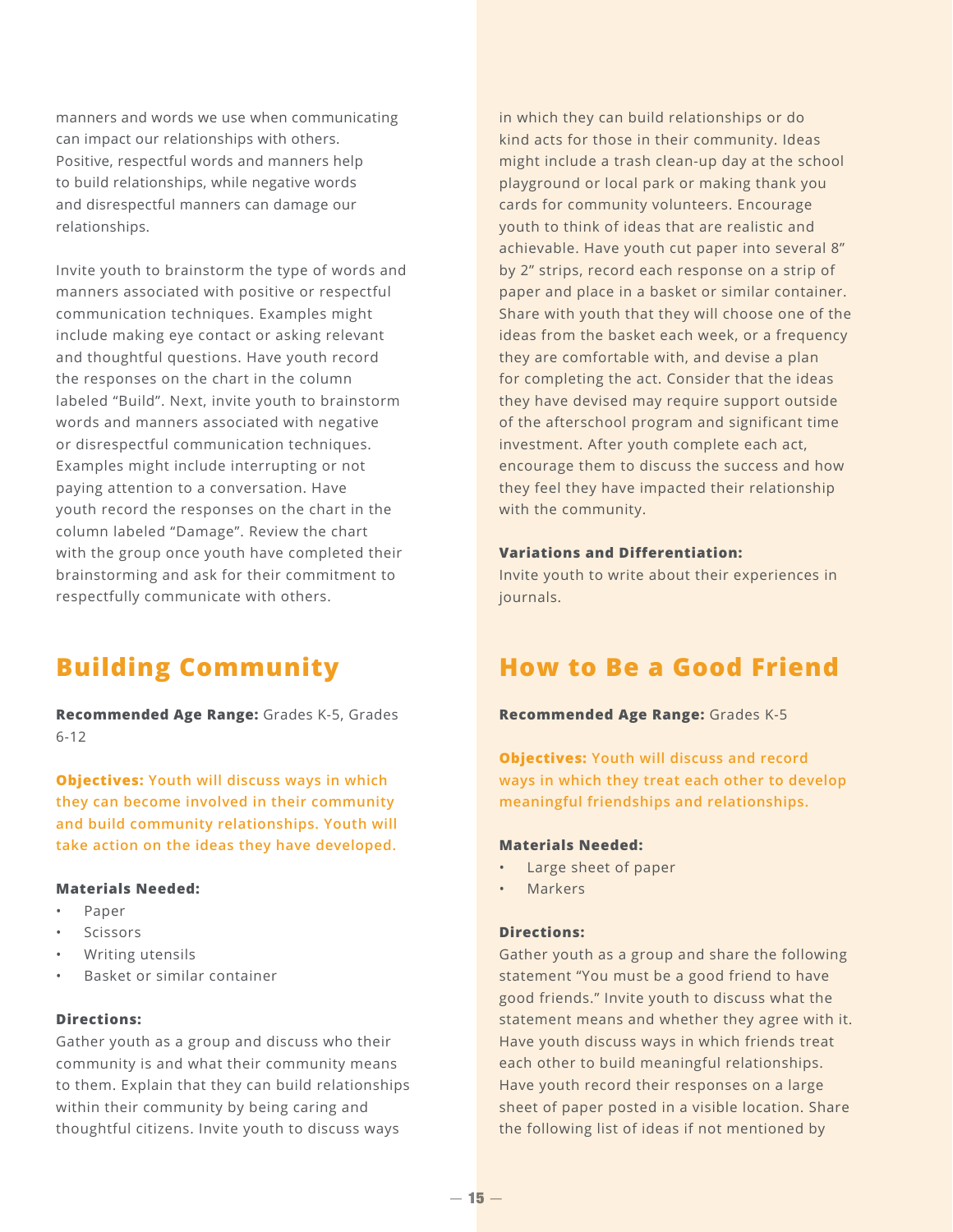manners and words we use when communicating can impact our relationships with others. Positive, respectful words and manners help to build relationships, while negative words and disrespectful manners can damage our relationships.

Invite youth to brainstorm the type of words and manners associated with positive or respectful communication techniques. Examples might include making eye contact or asking relevant and thoughtful questions. Have youth record the responses on the chart in the column labeled "Build". Next, invite youth to brainstorm words and manners associated with negative or disrespectful communication techniques. Examples might include interrupting or not paying attention to a conversation. Have youth record the responses on the chart in the column labeled "Damage". Review the chart with the group once youth have completed their brainstorming and ask for their commitment to respectfully communicate with others.

## Building Community

**Recommended Age Range:** Grades K-5, Grades 6-12

**Objectives:** Youth will discuss ways in which they can become involved in their community and build community relationships. Youth will take action on the ideas they have developed.

**Materials Needed:**

- Paper
- Scissors
- Writing utensils
- Basket or similar container

**Directions:**

Gather youth as a group and discuss who their community is and what their community means to them. Explain that they can build relationships within their community by being caring and thoughtful citizens. Invite youth to discuss ways in which they can build relationships or do kind acts for those in their community. Ideas might include a trash clean-up day at the school playground or local park or making thank you cards for community volunteers. Encourage youth to think of ideas that are realistic and achievable. Have youth cut paper into several 8" by 2" strips, record each response on a strip of paper and place in a basket or similar container. Share with youth that they will choose one of the ideas from the basket each week, or a frequency they are comfortable with, and devise a plan for completing the act. Consider that the ideas they have devised may require support outside of the afterschool program and significant time investment. After youth complete each act, encourage them to discuss the success and how they feel they have impacted their relationship with the community.

**Variations and Differentiation:**

Invite youth to write about their experiences in journals.

## How to Be a Good Friend

**Recommended Age Range:** Grades K-5

**Objectives:** Youth will discuss and record ways in which they treat each other to develop meaningful friendships and relationships.

**Materials Needed:**

- Large sheet of paper
- Markers

**Directions:**

Gather youth as a group and share the following statement "You must be a good friend to have good friends." Invite youth to discuss what the statement means and whether they agree with it. Have youth discuss ways in which friends treat each other to build meaningful relationships. Have youth record their responses on a large sheet of paper posted in a visible location. Share the following list of ideas if not mentioned by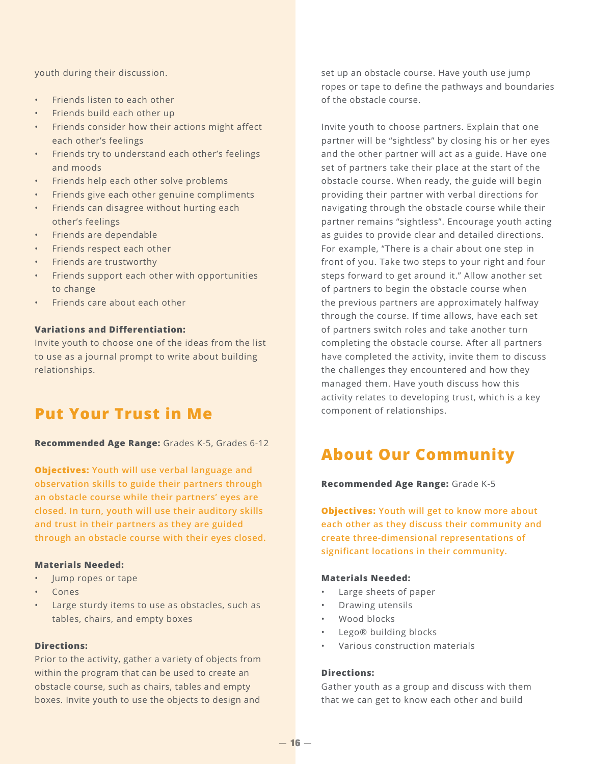youth during their discussion.

- Friends listen to each other
- Friends build each other up
- Friends consider how their actions might affect each other's feelings
- Friends try to understand each other's feelings and moods
- Friends help each other solve problems
- Friends give each other genuine compliments
- Friends can disagree without hurting each other's feelings
- Friends are dependable
- Friends respect each other
- Friends are trustworthy
- Friends support each other with opportunities to change
- Friends care about each other

**Variations and Differentiation:**
Invite youth to choose one of the ideas from the list to use as a journal prompt to write about building relationships.

## Put Your Trust in Me

**Recommended Age Range:** Grades K-5, Grades 6-12

**Objectives: Youth will use verbal language and observation skills to guide their partners through an obstacle course while their partners' eyes are closed. In turn, youth will use their auditory skills and trust in their partners as they are guided through an obstacle course with their eyes closed.**

**Materials Needed:**

- Jump ropes or tape
- Cones
- Large sturdy items to use as obstacles, such as tables, chairs, and empty boxes

**Directions:**
Prior to the activity, gather a variety of objects from within the program that can be used to create an obstacle course, such as chairs, tables and empty boxes. Invite youth to use the objects to design and set up an obstacle course. Have youth use jump ropes or tape to define the pathways and boundaries of the obstacle course.

Invite youth to choose partners. Explain that one partner will be "sightless" by closing his or her eyes and the other partner will act as a guide. Have one set of partners take their place at the start of the obstacle course. When ready, the guide will begin providing their partner with verbal directions for navigating through the obstacle course while their partner remains "sightless". Encourage youth acting as guides to provide clear and detailed directions. For example, "There is a chair about one step in front of you. Take two steps to your right and four steps forward to get around it." Allow another set of partners to begin the obstacle course when the previous partners are approximately halfway through the course. If time allows, have each set of partners switch roles and take another turn completing the obstacle course. After all partners have completed the activity, invite them to discuss the challenges they encountered and how they managed them. Have youth discuss how this activity relates to developing trust, which is a key component of relationships.

## About Our Community

**Recommended Age Range:** Grade K-5

**Objectives: Youth will get to know more about each other as they discuss their community and create three-dimensional representations of significant locations in their community.**

**Materials Needed:**

- Large sheets of paper
- Drawing utensils
- Wood blocks
- Lego® building blocks
- Various construction materials

**Directions:**
Gather youth as a group and discuss with them that we can get to know each other and build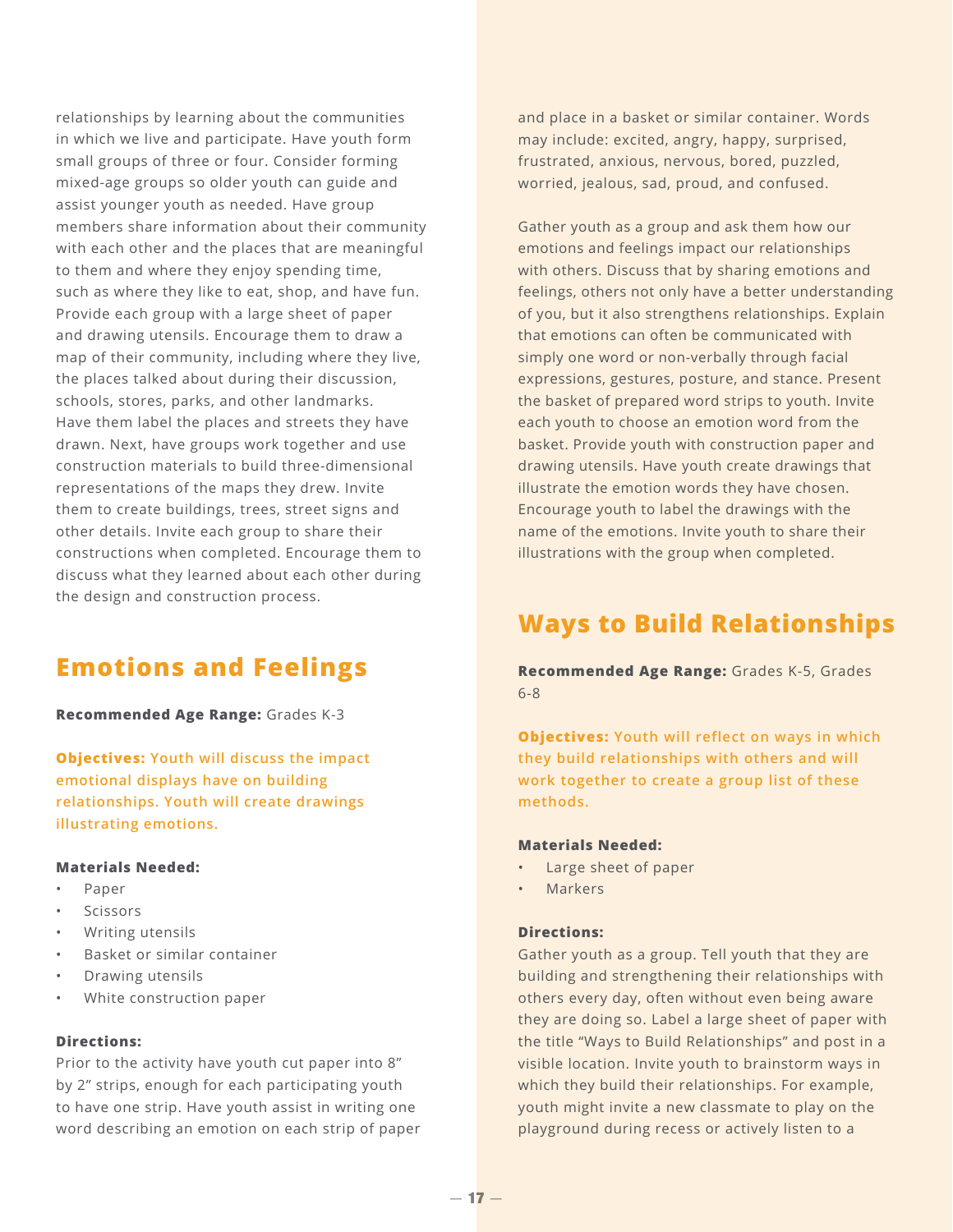relationships by learning about the communities in which we live and participate. Have youth form small groups of three or four. Consider forming mixed-age groups so older youth can guide and assist younger youth as needed. Have group members share information about their community with each other and the places that are meaningful to them and where they enjoy spending time, such as where they like to eat, shop, and have fun. Provide each group with a large sheet of paper and drawing utensils. Encourage them to draw a map of their community, including where they live, the places talked about during their discussion, schools, stores, parks, and other landmarks. Have them label the places and streets they have drawn. Next, have groups work together and use construction materials to build three-dimensional representations of the maps they drew. Invite them to create buildings, trees, street signs and other details. Invite each group to share their constructions when completed. Encourage them to discuss what they learned about each other during the design and construction process.

## Emotions and Feelings

**Recommended Age Range:** Grades K-3

**Objectives:** Youth will discuss the impact emotional displays have on building relationships. Youth will create drawings illustrating emotions.

**Materials Needed:**

- Paper
- Scissors
- Writing utensils
- Basket or similar container
- Drawing utensils
- White construction paper

**Directions:**

Prior to the activity have youth cut paper into 8” by 2” strips, enough for each participating youth to have one strip. Have youth assist in writing one word describing an emotion on each strip of paper and place in a basket or similar container. Words may include: excited, angry, happy, surprised, frustrated, anxious, nervous, bored, puzzled, worried, jealous, sad, proud, and confused.

Gather youth as a group and ask them how our emotions and feelings impact our relationships with others. Discuss that by sharing emotions and feelings, others not only have a better understanding of you, but it also strengthens relationships. Explain that emotions can often be communicated with simply one word or non-verbally through facial expressions, gestures, posture, and stance. Present the basket of prepared word strips to youth. Invite each youth to choose an emotion word from the basket. Provide youth with construction paper and drawing utensils. Have youth create drawings that illustrate the emotion words they have chosen. Encourage youth to label the drawings with the name of the emotions. Invite youth to share their illustrations with the group when completed.

## Ways to Build Relationships

**Recommended Age Range:** Grades K-5, Grades 6-8

**Objectives:** Youth will reflect on ways in which they build relationships with others and will work together to create a group list of these methods.

**Materials Needed:**

- Large sheet of paper
- Markers

**Directions:**

Gather youth as a group. Tell youth that they are building and strengthening their relationships with others every day, often without even being aware they are doing so. Label a large sheet of paper with the title “Ways to Build Relationships” and post in a visible location. Invite youth to brainstorm ways in which they build their relationships. For example, youth might invite a new classmate to play on the playground during recess or actively listen to a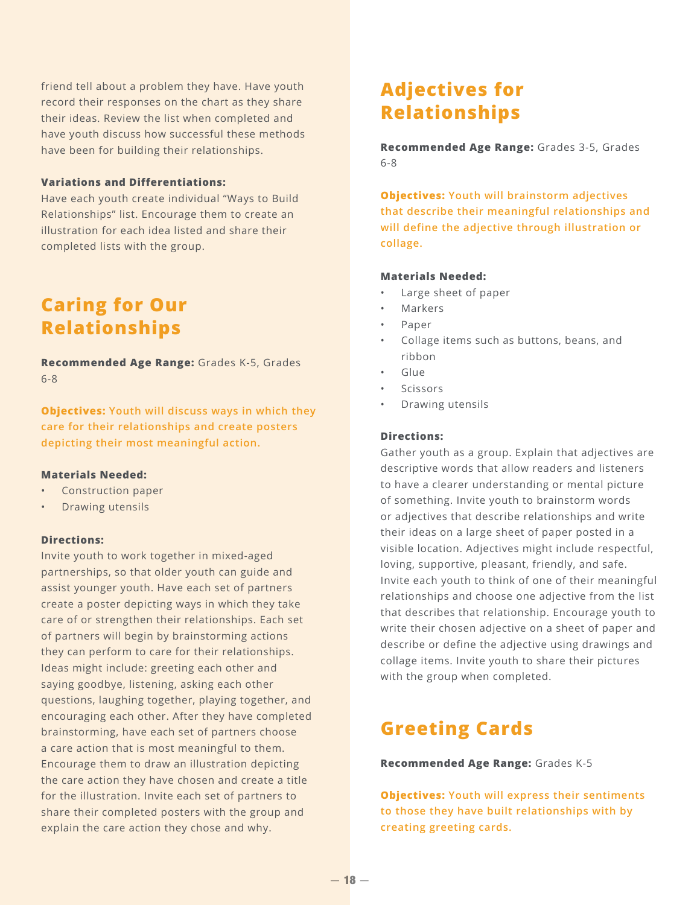friend tell about a problem they have. Have youth record their responses on the chart as they share their ideas. Review the list when completed and have youth discuss how successful these methods have been for building their relationships.

**Variations and Differentiations:**
Have each youth create individual "Ways to Build Relationships" list. Encourage them to create an illustration for each idea listed and share their completed lists with the group.

## Caring for Our Relationships

**Recommended Age Range:** Grades K-5, Grades 6-8

**Objectives:** Youth will discuss ways in which they care for their relationships and create posters depicting their most meaningful action.

**Materials Needed:**

- Construction paper
- Drawing utensils

**Directions:**
Invite youth to work together in mixed-aged partnerships, so that older youth can guide and assist younger youth. Have each set of partners create a poster depicting ways in which they take care of or strengthen their relationships. Each set of partners will begin by brainstorming actions they can perform to care for their relationships. Ideas might include: greeting each other and saying goodbye, listening, asking each other questions, laughing together, playing together, and encouraging each other. After they have completed brainstorming, have each set of partners choose a care action that is most meaningful to them. Encourage them to draw an illustration depicting the care action they have chosen and create a title for the illustration. Invite each set of partners to share their completed posters with the group and explain the care action they chose and why.

## Adjectives for Relationships

**Recommended Age Range:** Grades 3-5, Grades 6-8

**Objectives:** Youth will brainstorm adjectives that describe their meaningful relationships and will define the adjective through illustration or collage.

**Materials Needed:**

- Large sheet of paper
- Markers
- Paper
- Collage items such as buttons, beans, and ribbon
- Glue
- Scissors
- Drawing utensils

**Directions:**
Gather youth as a group. Explain that adjectives are descriptive words that allow readers and listeners to have a clearer understanding or mental picture of something. Invite youth to brainstorm words or adjectives that describe relationships and write their ideas on a large sheet of paper posted in a visible location. Adjectives might include respectful, loving, supportive, pleasant, friendly, and safe. Invite each youth to think of one of their meaningful relationships and choose one adjective from the list that describes that relationship. Encourage youth to write their chosen adjective on a sheet of paper and describe or define the adjective using drawings and collage items. Invite youth to share their pictures with the group when completed.

## Greeting Cards

**Recommended Age Range:** Grades K-5

**Objectives:** Youth will express their sentiments to those they have built relationships with by creating greeting cards.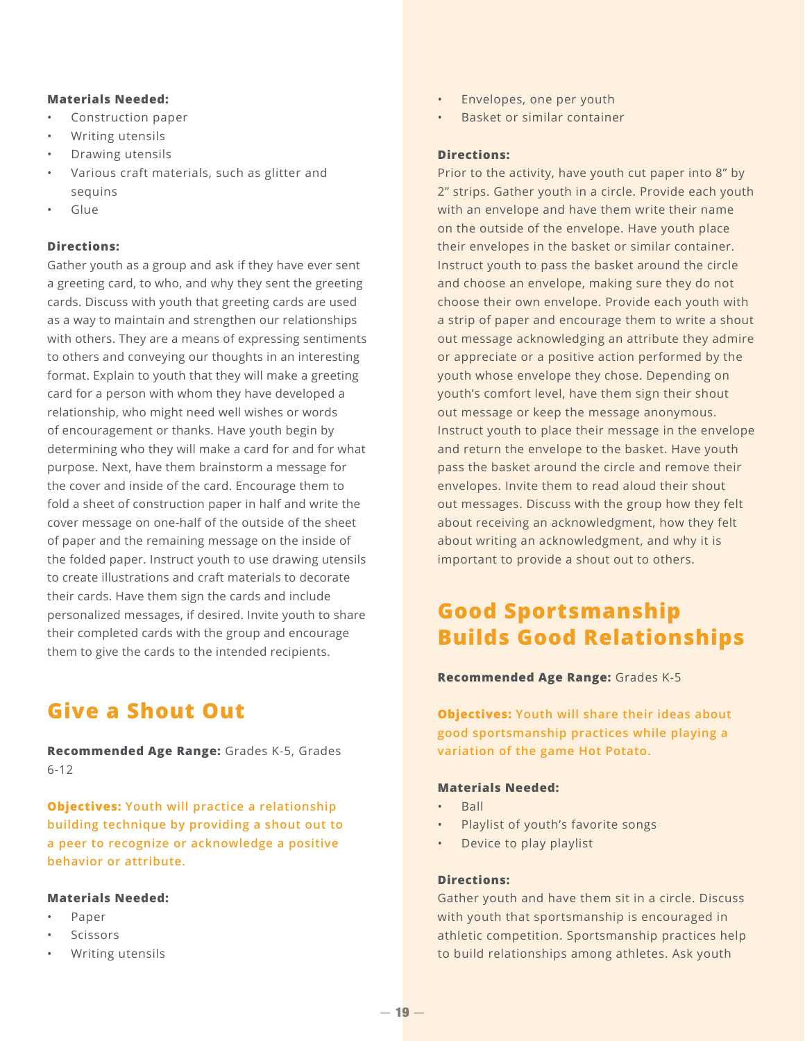**Materials Needed:**

- Construction paper
- Writing utensils
- Drawing utensils
- Various craft materials, such as glitter and sequins
- Glue

**Directions:**

Gather youth as a group and ask if they have ever sent a greeting card, to who, and why they sent the greeting cards. Discuss with youth that greeting cards are used as a way to maintain and strengthen our relationships with others. They are a means of expressing sentiments to others and conveying our thoughts in an interesting format. Explain to youth that they will make a greeting card for a person with whom they have developed a relationship, who might need well wishes or words of encouragement or thanks. Have youth begin by determining who they will make a card for and for what purpose. Next, have them brainstorm a message for the cover and inside of the card. Encourage them to fold a sheet of construction paper in half and write the cover message on one-half of the outside of the sheet of paper and the remaining message on the inside of the folded paper. Instruct youth to use drawing utensils to create illustrations and craft materials to decorate their cards. Have them sign the cards and include personalized messages, if desired. Invite youth to share their completed cards with the group and encourage them to give the cards to the intended recipients.

## Give a Shout Out

**Recommended Age Range:** Grades K-5, Grades 6-12

**Objectives:** Youth will practice a relationship building technique by providing a shout out to a peer to recognize or acknowledge a positive behavior or attribute.

**Materials Needed:**

- Paper
- Scissors
- Writing utensils
- Envelopes, one per youth
- Basket or similar container

**Directions:**

Prior to the activity, have youth cut paper into 8” by 2” strips. Gather youth in a circle. Provide each youth with an envelope and have them write their name on the outside of the envelope. Have youth place their envelopes in the basket or similar container. Instruct youth to pass the basket around the circle and choose an envelope, making sure they do not choose their own envelope. Provide each youth with a strip of paper and encourage them to write a shout out message acknowledging an attribute they admire or appreciate or a positive action performed by the youth whose envelope they chose. Depending on youth’s comfort level, have them sign their shout out message or keep the message anonymous. Instruct youth to place their message in the envelope and return the envelope to the basket. Have youth pass the basket around the circle and remove their envelopes. Invite them to read aloud their shout out messages. Discuss with the group how they felt about receiving an acknowledgment, how they felt about writing an acknowledgment, and why it is important to provide a shout out to others.

## Good Sportsmanship Builds Good Relationships

**Recommended Age Range:** Grades K-5

**Objectives:** Youth will share their ideas about good sportsmanship practices while playing a variation of the game Hot Potato.

**Materials Needed:**

- Ball
- Playlist of youth’s favorite songs
- Device to play playlist

**Directions:**

Gather youth and have them sit in a circle. Discuss with youth that sportsmanship is encouraged in athletic competition. Sportsmanship practices help to build relationships among athletes. Ask youth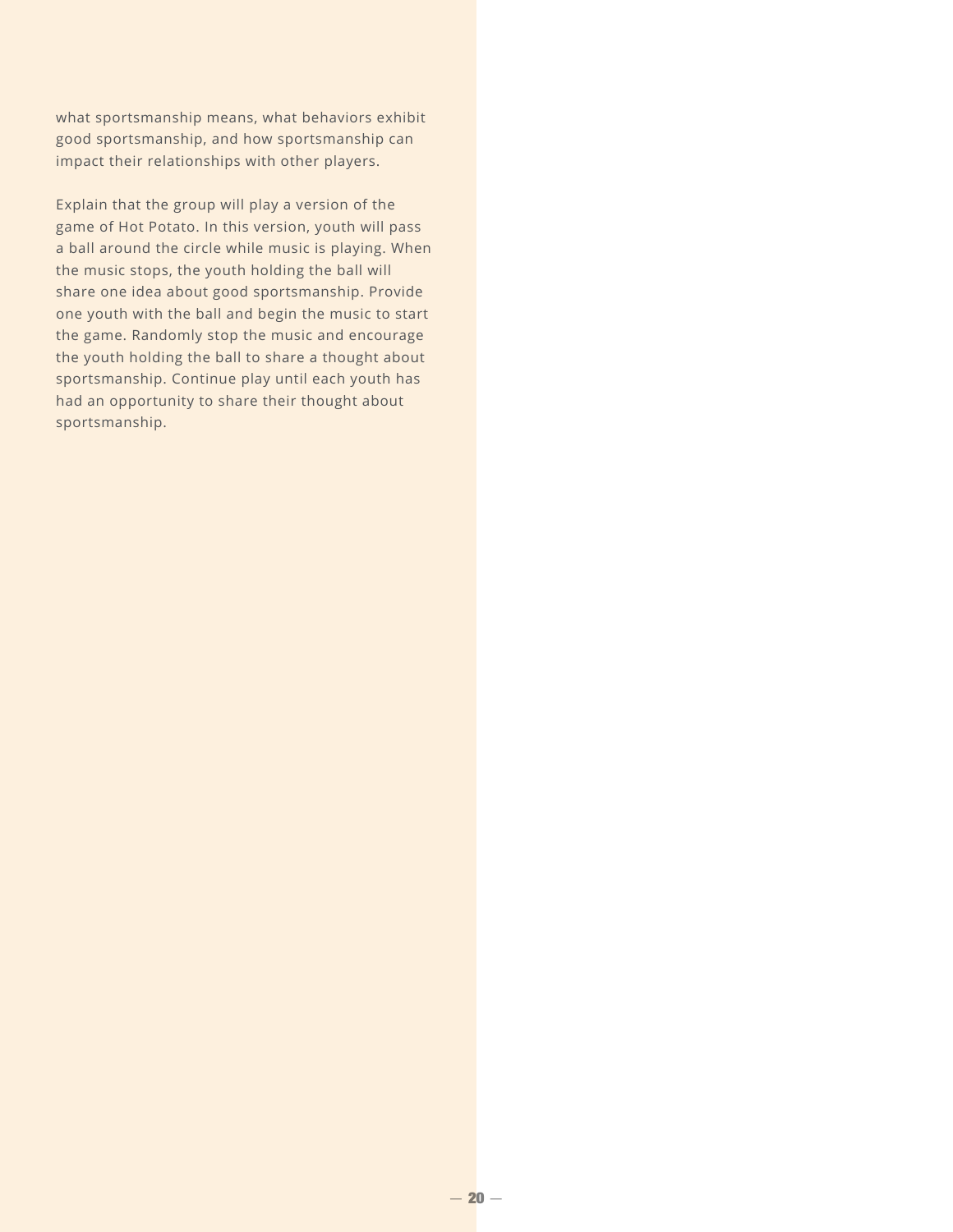what sportsmanship means, what behaviors exhibit good sportsmanship, and how sportsmanship can impact their relationships with other players.

Explain that the group will play a version of the game of Hot Potato. In this version, youth will pass a ball around the circle while music is playing. When the music stops, the youth holding the ball will share one idea about good sportsmanship. Provide one youth with the ball and begin the music to start the game. Randomly stop the music and encourage the youth holding the ball to share a thought about sportsmanship. Continue play until each youth has had an opportunity to share their thought about sportsmanship.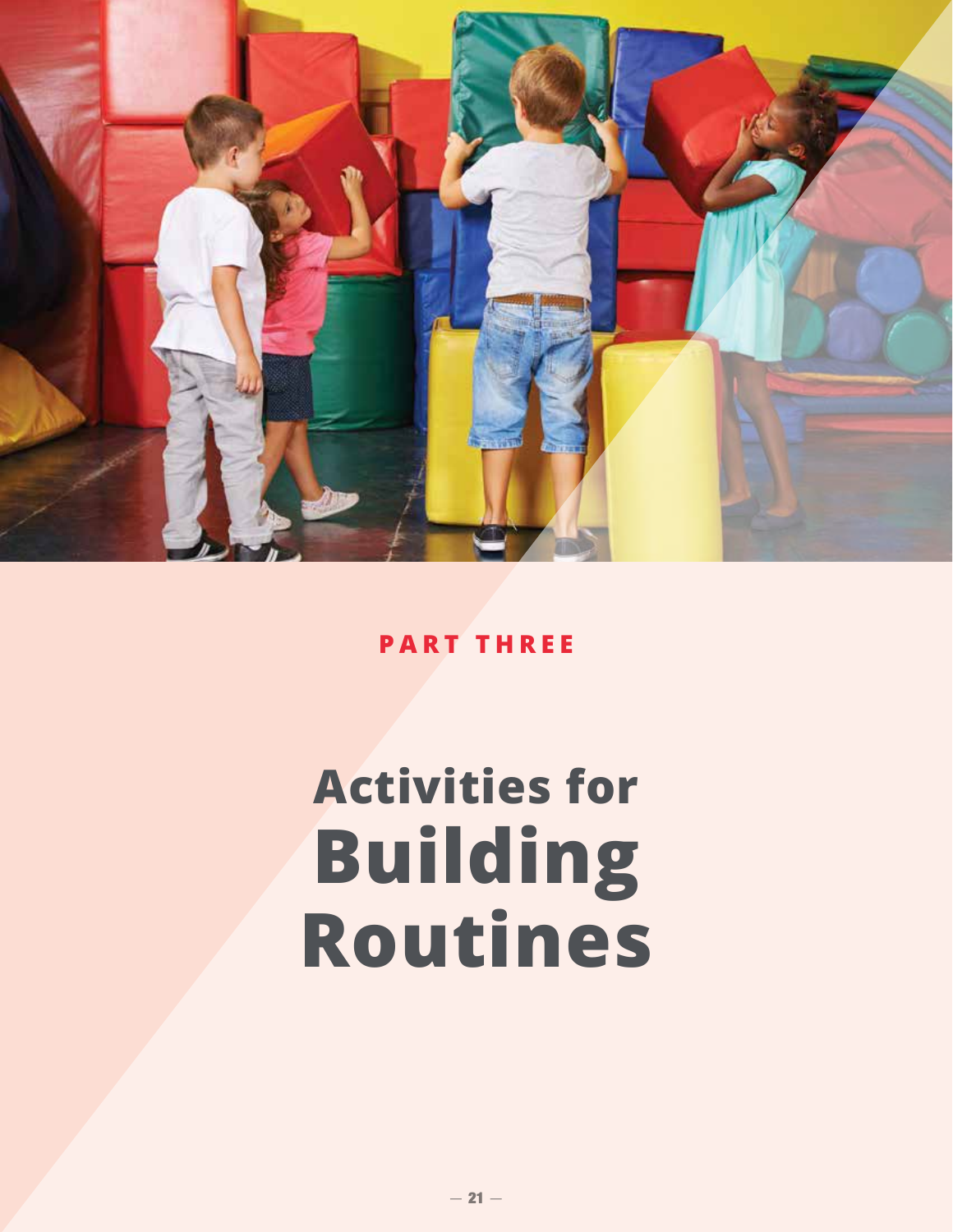PART THREE

# Activities for Building Routines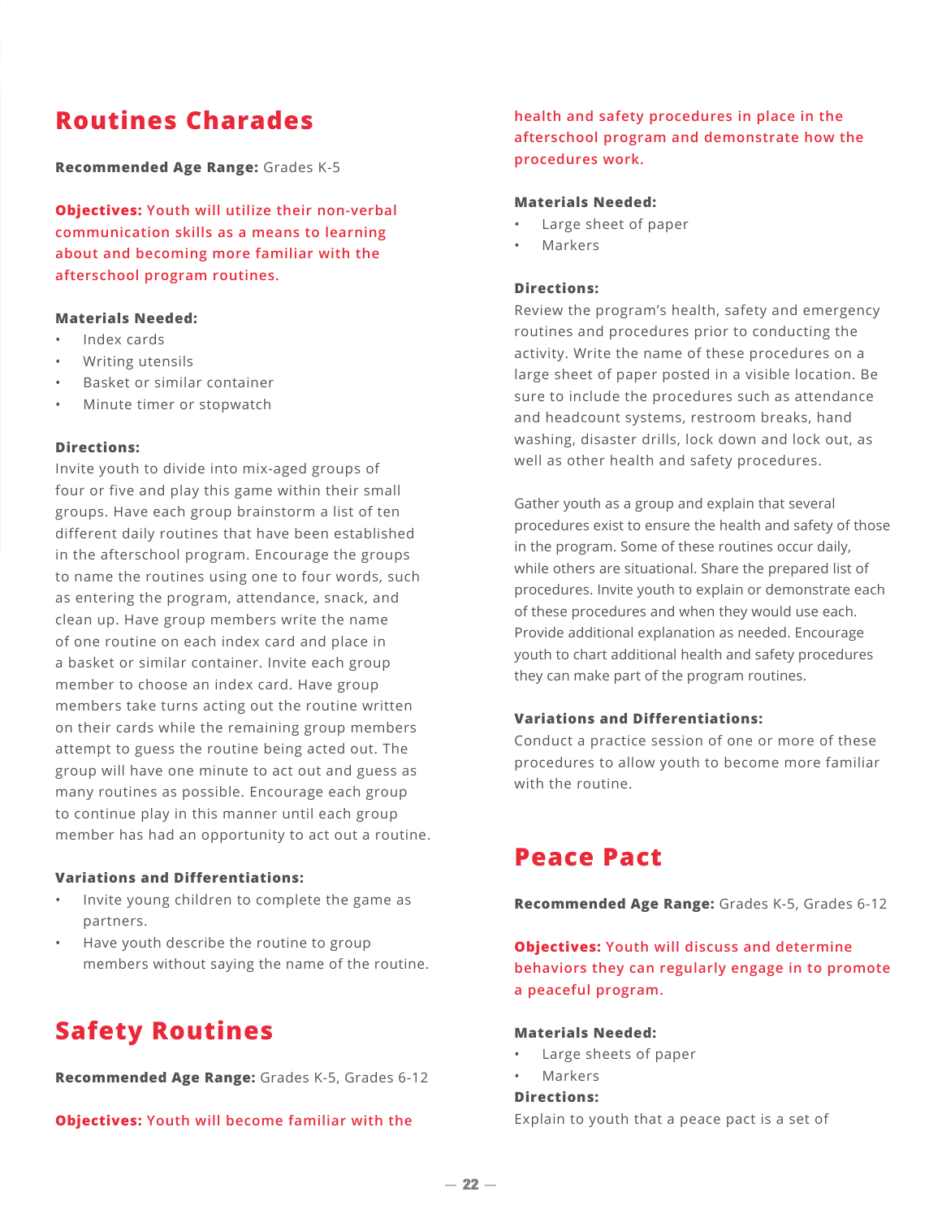## Routines Charades

**Recommended Age Range:** Grades K-5

**Objectives:** Youth will utilize their non-verbal communication skills as a means to learning about and becoming more familiar with the afterschool program routines.

**Materials Needed:**

- Index cards
- Writing utensils
- Basket or similar container
- Minute timer or stopwatch

**Directions:**

Invite youth to divide into mix-aged groups of four or five and play this game within their small groups. Have each group brainstorm a list of ten different daily routines that have been established in the afterschool program. Encourage the groups to name the routines using one to four words, such as entering the program, attendance, snack, and clean up. Have group members write the name of one routine on each index card and place in a basket or similar container. Invite each group member to choose an index card. Have group members take turns acting out the routine written on their cards while the remaining group members attempt to guess the routine being acted out. The group will have one minute to act out and guess as many routines as possible. Encourage each group to continue play in this manner until each group member has had an opportunity to act out a routine.

**Variations and Differentiations:**

- Invite young children to complete the game as partners.
- Have youth describe the routine to group members without saying the name of the routine.

## Safety Routines

**Recommended Age Range:** Grades K-5, Grades 6-12

**Objectives:** Youth will become familiar with the health and safety procedures in place in the afterschool program and demonstrate how the procedures work.

**Materials Needed:**

- Large sheet of paper
- Markers

**Directions:**

Review the program's health, safety and emergency routines and procedures prior to conducting the activity. Write the name of these procedures on a large sheet of paper posted in a visible location. Be sure to include the procedures such as attendance and headcount systems, restroom breaks, hand washing, disaster drills, lock down and lock out, as well as other health and safety procedures.

Gather youth as a group and explain that several procedures exist to ensure the health and safety of those in the program. Some of these routines occur daily, while others are situational. Share the prepared list of procedures. Invite youth to explain or demonstrate each of these procedures and when they would use each. Provide additional explanation as needed. Encourage youth to chart additional health and safety procedures they can make part of the program routines.

**Variations and Differentiations:**

Conduct a practice session of one or more of these procedures to allow youth to become more familiar with the routine.

## Peace Pact

**Recommended Age Range:** Grades K-5, Grades 6-12

**Objectives:** Youth will discuss and determine behaviors they can regularly engage in to promote a peaceful program.

**Materials Needed:**

- Large sheets of paper
- Markers

**Directions:**

Explain to youth that a peace pact is a set of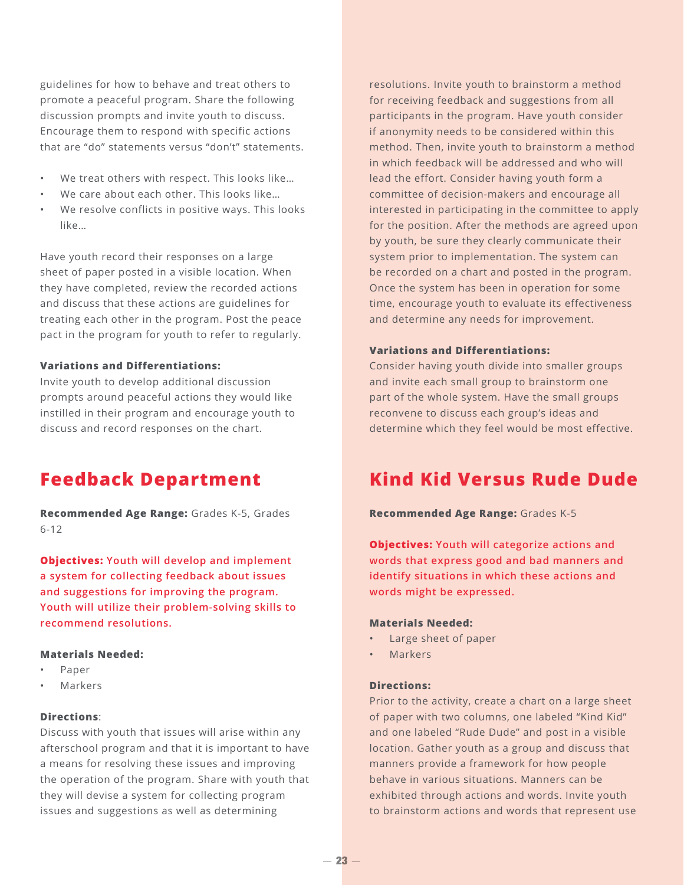guidelines for how to behave and treat others to promote a peaceful program. Share the following discussion prompts and invite youth to discuss. Encourage them to respond with specific actions that are "do" statements versus "don't" statements.

- We treat others with respect. This looks like…
- We care about each other. This looks like…
- We resolve conflicts in positive ways. This looks like…

Have youth record their responses on a large sheet of paper posted in a visible location. When they have completed, review the recorded actions and discuss that these actions are guidelines for treating each other in the program. Post the peace pact in the program for youth to refer to regularly.

**Variations and Differentiations:**
Invite youth to develop additional discussion prompts around peaceful actions they would like instilled in their program and encourage youth to discuss and record responses on the chart.

## Feedback Department

**Recommended Age Range:** Grades K-5, Grades 6-12

**Objectives:** Youth will develop and implement a system for collecting feedback about issues and suggestions for improving the program. Youth will utilize their problem-solving skills to recommend resolutions.

**Materials Needed:**
- Paper
- Markers

**Directions**:
Discuss with youth that issues will arise within any afterschool program and that it is important to have a means for resolving these issues and improving the operation of the program. Share with youth that they will devise a system for collecting program issues and suggestions as well as determining resolutions. Invite youth to brainstorm a method for receiving feedback and suggestions from all participants in the program. Have youth consider if anonymity needs to be considered within this method. Then, invite youth to brainstorm a method in which feedback will be addressed and who will lead the effort. Consider having youth form a committee of decision-makers and encourage all interested in participating in the committee to apply for the position. After the methods are agreed upon by youth, be sure they clearly communicate their system prior to implementation. The system can be recorded on a chart and posted in the program. Once the system has been in operation for some time, encourage youth to evaluate its effectiveness and determine any needs for improvement.

**Variations and Differentiations:**
Consider having youth divide into smaller groups and invite each small group to brainstorm one part of the whole system. Have the small groups reconvene to discuss each group's ideas and determine which they feel would be most effective.

## Kind Kid Versus Rude Dude

**Recommended Age Range:** Grades K-5

**Objectives:** Youth will categorize actions and words that express good and bad manners and identify situations in which these actions and words might be expressed.

**Materials Needed:**
- Large sheet of paper
- Markers

**Directions:**
Prior to the activity, create a chart on a large sheet of paper with two columns, one labeled "Kind Kid" and one labeled "Rude Dude" and post in a visible location. Gather youth as a group and discuss that manners provide a framework for how people behave in various situations. Manners can be exhibited through actions and words. Invite youth to brainstorm actions and words that represent use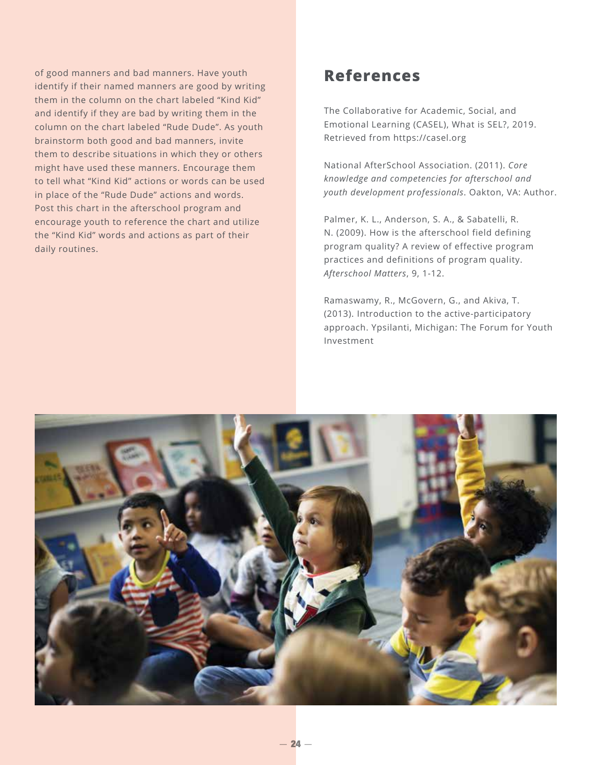of good manners and bad manners. Have youth identify if their named manners are good by writing them in the column on the chart labeled "Kind Kid" and identify if they are bad by writing them in the column on the chart labeled "Rude Dude". As youth brainstorm both good and bad manners, invite them to describe situations in which they or others might have used these manners. Encourage them to tell what "Kind Kid" actions or words can be used in place of the "Rude Dude" actions and words. Post this chart in the afterschool program and encourage youth to reference the chart and utilize the "Kind Kid" words and actions as part of their daily routines.

## References

The Collaborative for Academic, Social, and Emotional Learning (CASEL), What is SEL?, 2019. Retrieved from https://casel.org

National AfterSchool Association. (2011). *Core knowledge and competencies for afterschool and youth development professionals*. Oakton, VA: Author.

Palmer, K. L., Anderson, S. A., & Sabatelli, R. N. (2009). How is the afterschool field defining program quality? A review of effective program practices and definitions of program quality. *Afterschool Matters*, 9, 1-12.

Ramaswamy, R., McGovern, G., and Akiva, T. (2013). Introduction to the active-participatory approach. Ypsilanti, Michigan: The Forum for Youth Investment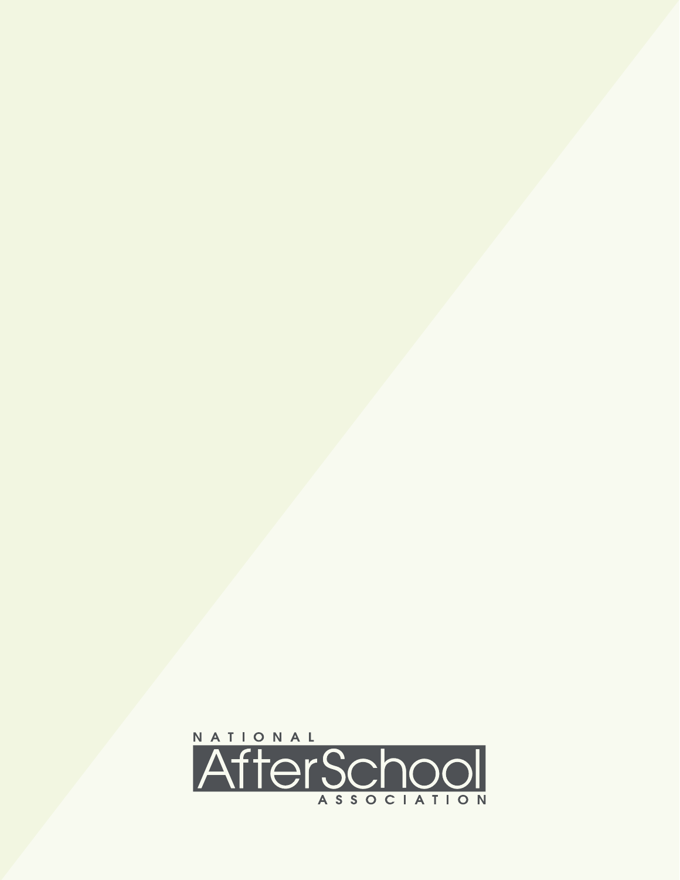NATIONAL

AfterSchool

ASSOCIATION